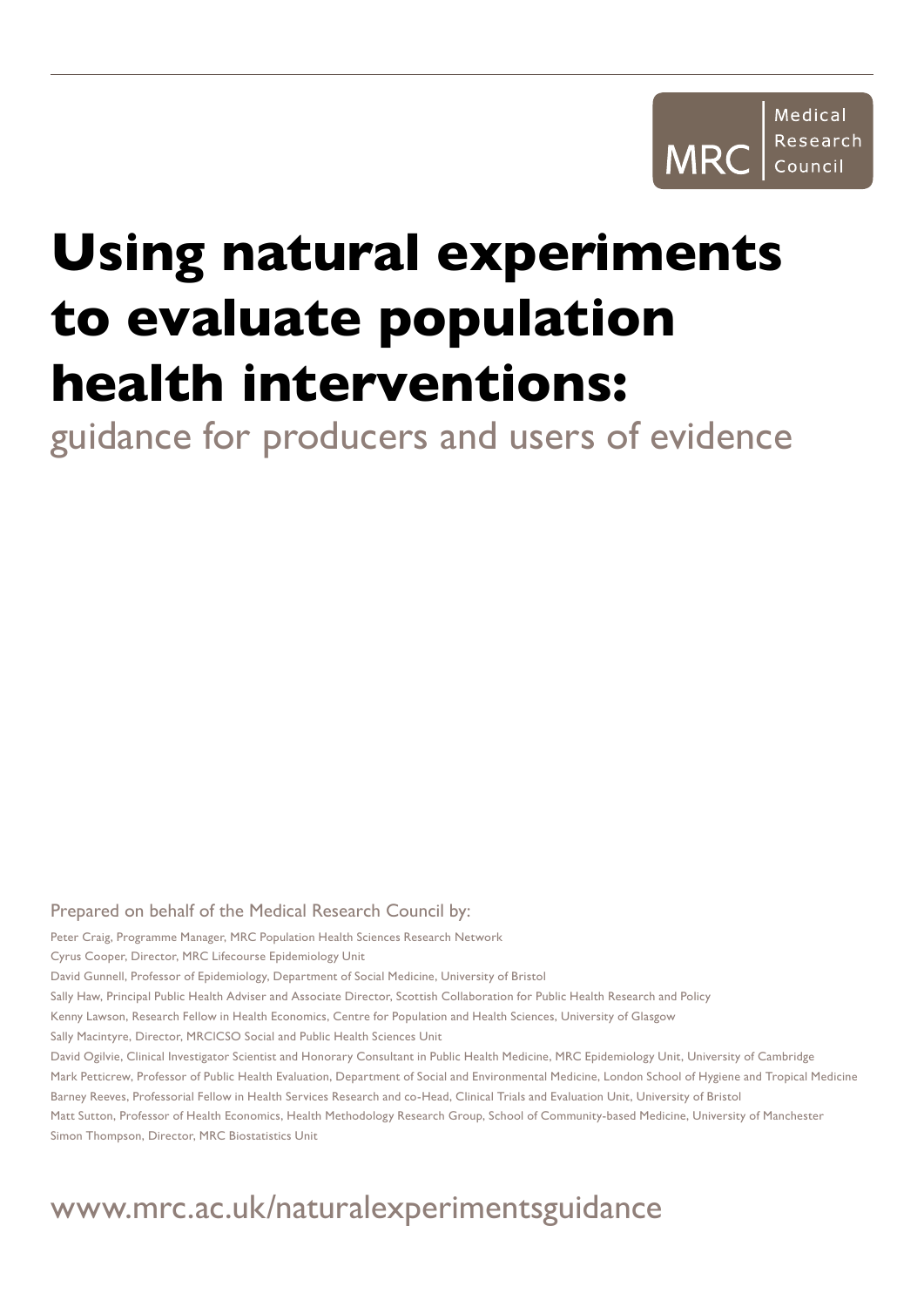Medical Research Council

MRC

# Using natural experiments to evaluate population health interventions:

## guidance for producers and users of evidence

Prepared on behalf of the Medical Research Council by:

Peter Craig, Programme Manager, MRC Population Health Sciences Research Network

Cyrus Cooper, Director, MRC Lifecourse Epidemiology Unit

David Gunnell, Professor of Epidemiology, Department of Social Medicine, University of Bristol

Sally Haw, Principal Public Health Adviser and Associate Director, Scottish Collaboration for Public Health Research and Policy

Kenny Lawson, Research Fellow in Health Economics, Centre for Population and Health Sciences, University of Glasgow

Sally Macintyre, Director, MRC|CSO Social and Public Health Sciences Unit

David Ogilvie, Clinical Investigator Scientist and Honorary Consultant in Public Health Medicine, MRC Epidemiology Unit, University of Cambridge

Mark Petticrew, Professor of Public Health Evaluation, Department of Social and Environmental Medicine, London School of Hygiene and Tropical Medicine

Barney Reeves, Professorial Fellow in Health Services Research and co-Head, Clinical Trials and Evaluation Unit, University of Bristol

Matt Sutton, Professor of Health Economics, Health Methodology Research Group, School of Community-based Medicine, University of Manchester

Simon Thompson, Director, MRC Biostatistics Unit

www.mrc.ac.uk/naturalexperimentsguidance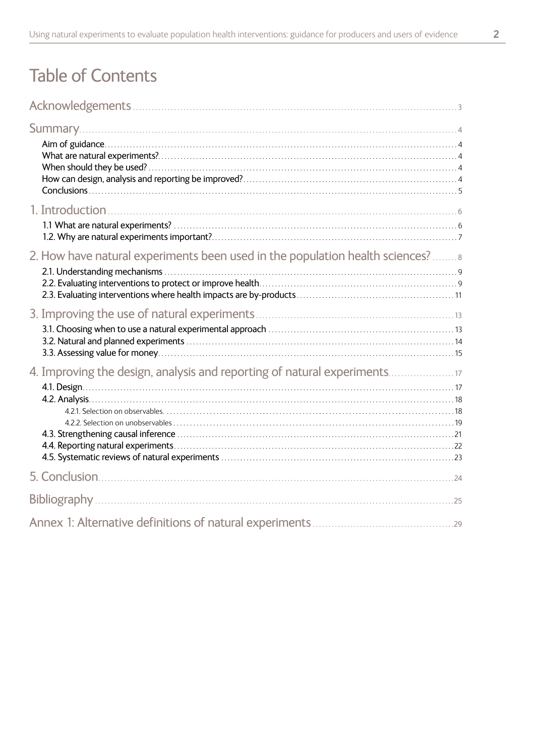# Table of Contents

Acknowledgements ..... 3

Summary ..... 4

- Aim of guidance ..... 4
- What are natural experiments? ..... 4
- When should they be used? ..... 4
- How can design, analysis and reporting be improved? ..... 4
- Conclusions ..... 5

1. Introduction ..... 6

- 1.1 What are natural experiments? ..... 6
- 1.2. Why are natural experiments important? ..... 7

2. How have natural experiments been used in the population health sciences? ..... 8

- 2.1. Understanding mechanisms ..... 9
- 2.2. Evaluating interventions to protect or improve health ..... 9
- 2.3. Evaluating interventions where health impacts are by-products ..... 11

3. Improving the use of natural experiments ..... 13

- 3.1. Choosing when to use a natural experimental approach ..... 13
- 3.2. Natural and planned experiments ..... 14
- 3.3. Assessing value for money ..... 15

4. Improving the design, analysis and reporting of natural experiments ..... 17

- 4.1. Design ..... 17
- 4.2. Analysis ..... 18
  - 4.2.1. Selection on observables. ..... 18
  - 4.2.2. Selection on unobservables ..... 19
- 4.3. Strengthening causal inference ..... 21
- 4.4. Reporting natural experiments ..... 22
- 4.5. Systematic reviews of natural experiments ..... 23

5. Conclusion ..... 24

Bibliography ..... 25

Annex 1: Alternative definitions of natural experiments ..... 29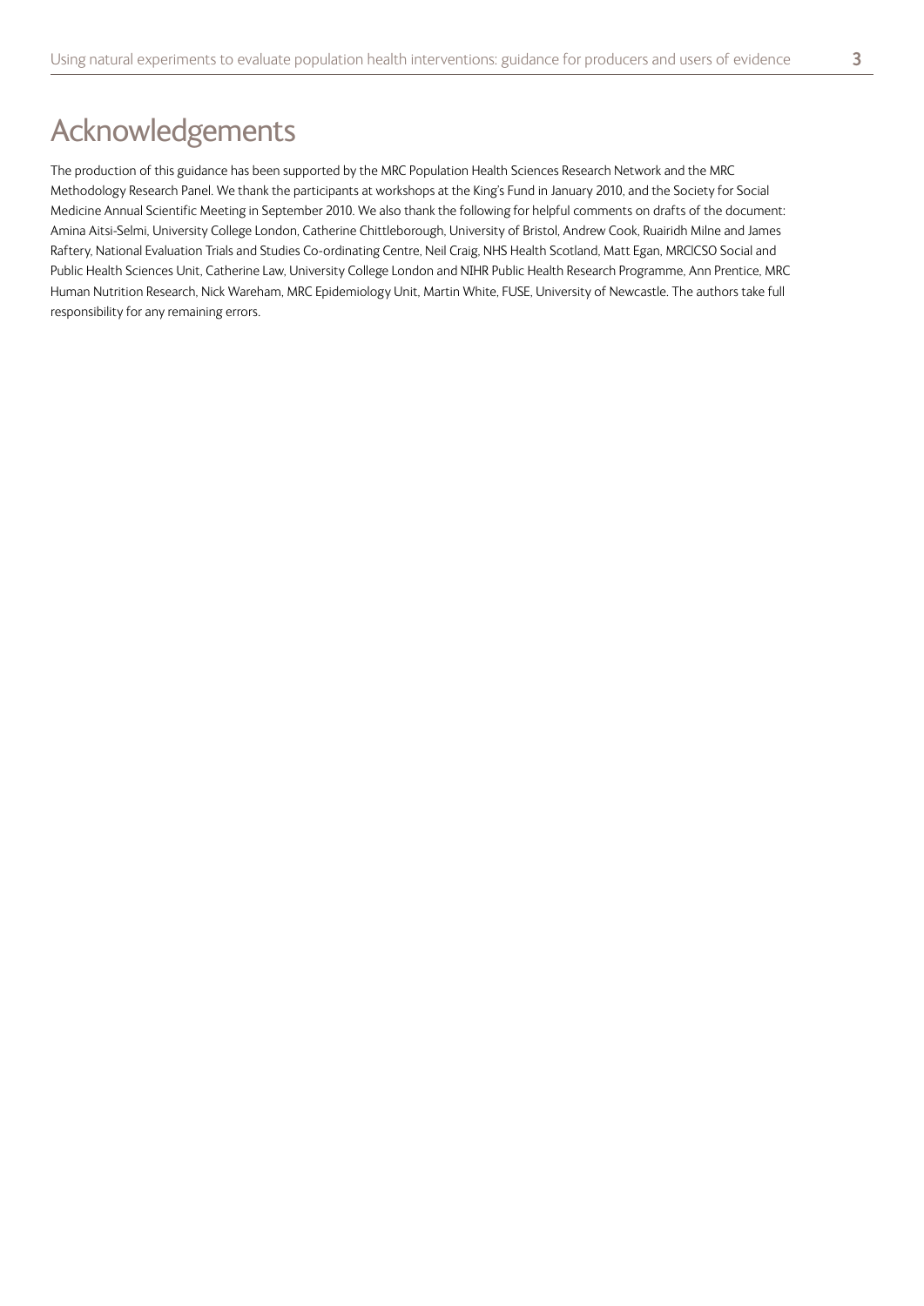# Acknowledgements

The production of this guidance has been supported by the MRC Population Health Sciences Research Network and the MRC Methodology Research Panel. We thank the participants at workshops at the King's Fund in January 2010, and the Society for Social Medicine Annual Scientific Meeting in September 2010. We also thank the following for helpful comments on drafts of the document: Amina Aitsi-Selmi, University College London, Catherine Chittleborough, University of Bristol, Andrew Cook, Ruairidh Milne and James Raftery, National Evaluation Trials and Studies Co-ordinating Centre, Neil Craig, NHS Health Scotland, Matt Egan, MRC|CSO Social and Public Health Sciences Unit, Catherine Law, University College London and NIHR Public Health Research Programme, Ann Prentice, MRC Human Nutrition Research, Nick Wareham, MRC Epidemiology Unit, Martin White, FUSE, University of Newcastle. The authors take full responsibility for any remaining errors.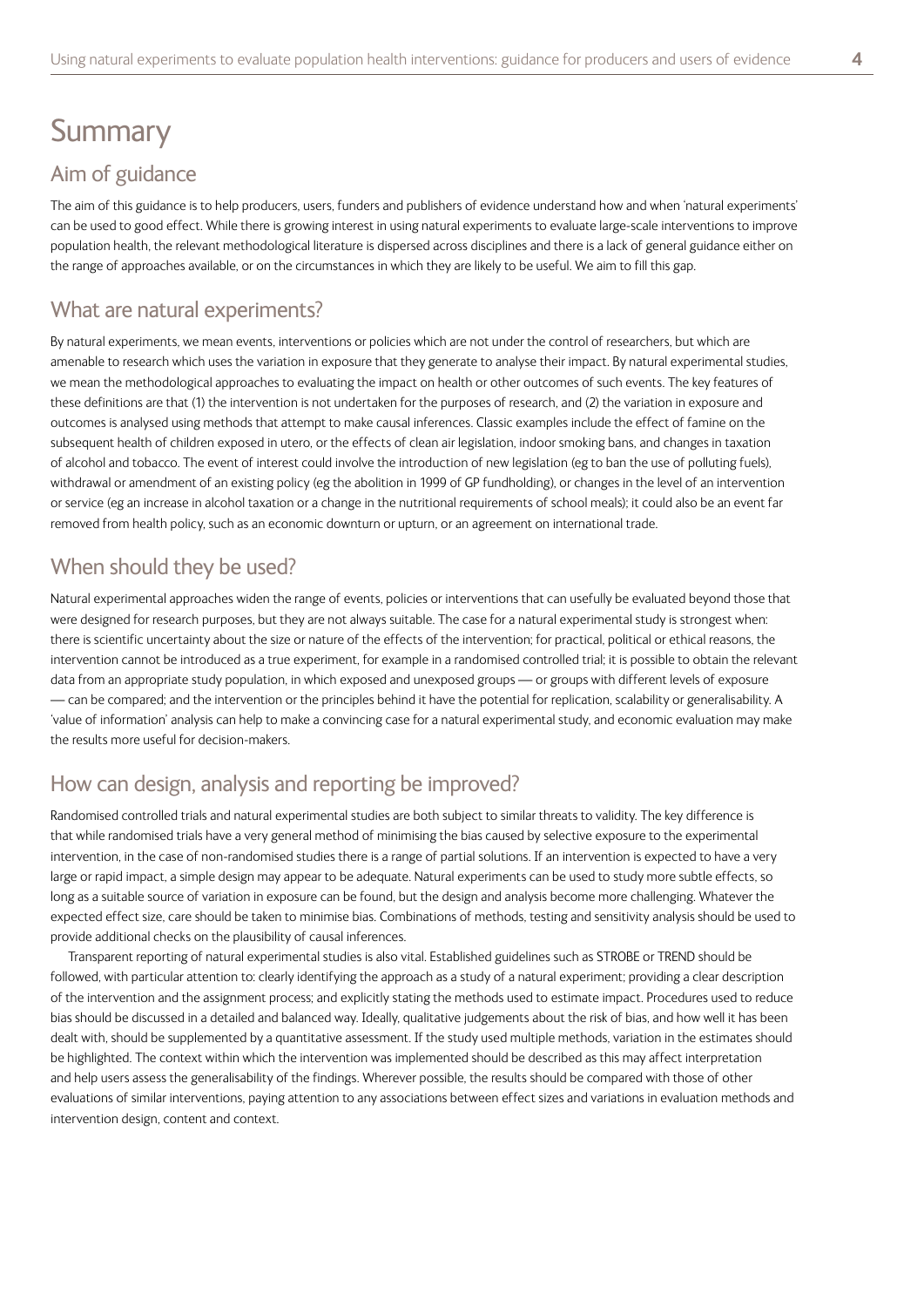# Summary

## Aim of guidance

The aim of this guidance is to help producers, users, funders and publishers of evidence understand how and when 'natural experiments' can be used to good effect. While there is growing interest in using natural experiments to evaluate large-scale interventions to improve population health, the relevant methodological literature is dispersed across disciplines and there is a lack of general guidance either on the range of approaches available, or on the circumstances in which they are likely to be useful. We aim to fill this gap.

## What are natural experiments?

By natural experiments, we mean events, interventions or policies which are not under the control of researchers, but which are amenable to research which uses the variation in exposure that they generate to analyse their impact. By natural experimental studies, we mean the methodological approaches to evaluating the impact on health or other outcomes of such events. The key features of these definitions are that (1) the intervention is not undertaken for the purposes of research, and (2) the variation in exposure and outcomes is analysed using methods that attempt to make causal inferences. Classic examples include the effect of famine on the subsequent health of children exposed in utero, or the effects of clean air legislation, indoor smoking bans, and changes in taxation of alcohol and tobacco. The event of interest could involve the introduction of new legislation (eg to ban the use of polluting fuels), withdrawal or amendment of an existing policy (eg the abolition in 1999 of GP fundholding), or changes in the level of an intervention or service (eg an increase in alcohol taxation or a change in the nutritional requirements of school meals); it could also be an event far removed from health policy, such as an economic downturn or upturn, or an agreement on international trade.

## When should they be used?

Natural experimental approaches widen the range of events, policies or interventions that can usefully be evaluated beyond those that were designed for research purposes, but they are not always suitable. The case for a natural experimental study is strongest when: there is scientific uncertainty about the size or nature of the effects of the intervention; for practical, political or ethical reasons, the intervention cannot be introduced as a true experiment, for example in a randomised controlled trial; it is possible to obtain the relevant data from an appropriate study population, in which exposed and unexposed groups — or groups with different levels of exposure — can be compared; and the intervention or the principles behind it have the potential for replication, scalability or generalisability. A 'value of information' analysis can help to make a convincing case for a natural experimental study, and economic evaluation may make the results more useful for decision-makers.

## How can design, analysis and reporting be improved?

Randomised controlled trials and natural experimental studies are both subject to similar threats to validity. The key difference is that while randomised trials have a very general method of minimising the bias caused by selective exposure to the experimental intervention, in the case of non-randomised studies there is a range of partial solutions. If an intervention is expected to have a very large or rapid impact, a simple design may appear to be adequate. Natural experiments can be used to study more subtle effects, so long as a suitable source of variation in exposure can be found, but the design and analysis become more challenging. Whatever the expected effect size, care should be taken to minimise bias. Combinations of methods, testing and sensitivity analysis should be used to provide additional checks on the plausibility of causal inferences.

Transparent reporting of natural experimental studies is also vital. Established guidelines such as STROBE or TREND should be followed, with particular attention to: clearly identifying the approach as a study of a natural experiment; providing a clear description of the intervention and the assignment process; and explicitly stating the methods used to estimate impact. Procedures used to reduce bias should be discussed in a detailed and balanced way. Ideally, qualitative judgements about the risk of bias, and how well it has been dealt with, should be supplemented by a quantitative assessment. If the study used multiple methods, variation in the estimates should be highlighted. The context within which the intervention was implemented should be described as this may affect interpretation and help users assess the generalisability of the findings. Wherever possible, the results should be compared with those of other evaluations of similar interventions, paying attention to any associations between effect sizes and variations in evaluation methods and intervention design, content and context.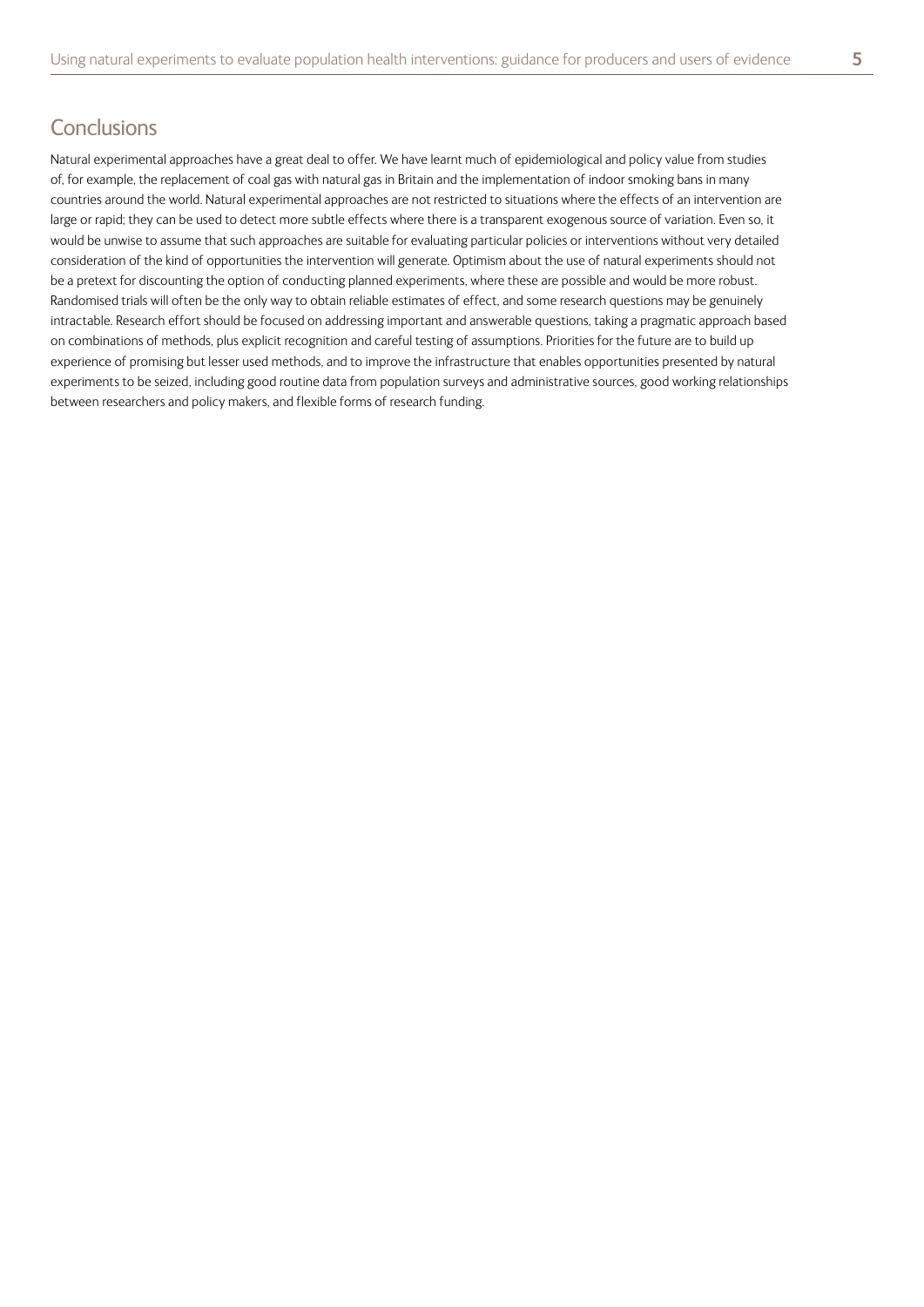## Conclusions

Natural experimental approaches have a great deal to offer. We have learnt much of epidemiological and policy value from studies of, for example, the replacement of coal gas with natural gas in Britain and the implementation of indoor smoking bans in many countries around the world. Natural experimental approaches are not restricted to situations where the effects of an intervention are large or rapid; they can be used to detect more subtle effects where there is a transparent exogenous source of variation. Even so, it would be unwise to assume that such approaches are suitable for evaluating particular policies or interventions without very detailed consideration of the kind of opportunities the intervention will generate. Optimism about the use of natural experiments should not be a pretext for discounting the option of conducting planned experiments, where these are possible and would be more robust. Randomised trials will often be the only way to obtain reliable estimates of effect, and some research questions may be genuinely intractable. Research effort should be focused on addressing important and answerable questions, taking a pragmatic approach based on combinations of methods, plus explicit recognition and careful testing of assumptions. Priorities for the future are to build up experience of promising but lesser used methods, and to improve the infrastructure that enables opportunities presented by natural experiments to be seized, including good routine data from population surveys and administrative sources, good working relationships between researchers and policy makers, and flexible forms of research funding.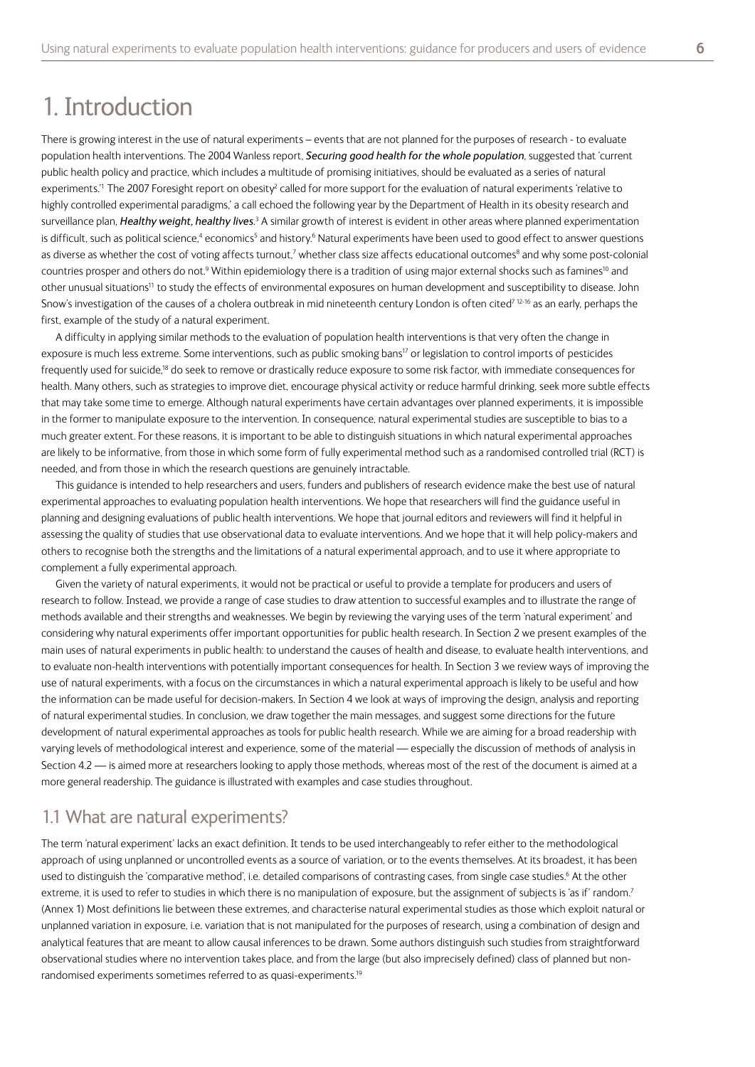# 1. Introduction

There is growing interest in the use of natural experiments – events that are not planned for the purposes of research - to evaluate population health interventions. The 2004 Wanless report, ***Securing good health for the whole population***, suggested that 'current public health policy and practice, which includes a multitude of promising initiatives, should be evaluated as a series of natural experiments.'[1] The 2007 Foresight report on obesity[2] called for more support for the evaluation of natural experiments 'relative to highly controlled experimental paradigms,' a call echoed the following year by the Department of Health in its obesity research and surveillance plan, ***Healthy weight, healthy lives***.[3] A similar growth of interest is evident in other areas where planned experimentation is difficult, such as political science,[4] economics[5] and history.[6] Natural experiments have been used to good effect to answer questions as diverse as whether the cost of voting affects turnout,[7] whether class size affects educational outcomes[8] and why some post-colonial countries prosper and others do not.[9] Within epidemiology there is a tradition of using major external shocks such as famines[10] and other unusual situations[11] to study the effects of environmental exposures on human development and susceptibility to disease. John Snow's investigation of the causes of a cholera outbreak in mid nineteenth century London is often cited[7, 12-16] as an early, perhaps the first, example of the study of a natural experiment.

A difficulty in applying similar methods to the evaluation of population health interventions is that very often the change in exposure is much less extreme. Some interventions, such as public smoking bans[17] or legislation to control imports of pesticides frequently used for suicide,[18] do seek to remove or drastically reduce exposure to some risk factor, with immediate consequences for health. Many others, such as strategies to improve diet, encourage physical activity or reduce harmful drinking, seek more subtle effects that may take some time to emerge. Although natural experiments have certain advantages over planned experiments, it is impossible in the former to manipulate exposure to the intervention. In consequence, natural experimental studies are susceptible to bias to a much greater extent. For these reasons, it is important to be able to distinguish situations in which natural experimental approaches are likely to be informative, from those in which some form of fully experimental method such as a randomised controlled trial (RCT) is needed, and from those in which the research questions are genuinely intractable.

This guidance is intended to help researchers and users, funders and publishers of research evidence make the best use of natural experimental approaches to evaluating population health interventions. We hope that researchers will find the guidance useful in planning and designing evaluations of public health interventions. We hope that journal editors and reviewers will find it helpful in assessing the quality of studies that use observational data to evaluate interventions. And we hope that it will help policy-makers and others to recognise both the strengths and the limitations of a natural experimental approach, and to use it where appropriate to complement a fully experimental approach.

Given the variety of natural experiments, it would not be practical or useful to provide a template for producers and users of research to follow. Instead, we provide a range of case studies to draw attention to successful examples and to illustrate the range of methods available and their strengths and weaknesses. We begin by reviewing the varying uses of the term 'natural experiment' and considering why natural experiments offer important opportunities for public health research. In Section 2 we present examples of the main uses of natural experiments in public health: to understand the causes of health and disease, to evaluate health interventions, and to evaluate non-health interventions with potentially important consequences for health. In Section 3 we review ways of improving the use of natural experiments, with a focus on the circumstances in which a natural experimental approach is likely to be useful and how the information can be made useful for decision-makers. In Section 4 we look at ways of improving the design, analysis and reporting of natural experimental studies. In conclusion, we draw together the main messages, and suggest some directions for the future development of natural experimental approaches as tools for public health research. While we are aiming for a broad readership with varying levels of methodological interest and experience, some of the material — especially the discussion of methods of analysis in Section 4.2 — is aimed more at researchers looking to apply those methods, whereas most of the rest of the document is aimed at a more general readership. The guidance is illustrated with examples and case studies throughout.

## 1.1 What are natural experiments?

The term 'natural experiment' lacks an exact definition. It tends to be used interchangeably to refer either to the methodological approach of using unplanned or uncontrolled events as a source of variation, or to the events themselves. At its broadest, it has been used to distinguish the 'comparative method', i.e. detailed comparisons of contrasting cases, from single case studies.[6] At the other extreme, it is used to refer to studies in which there is no manipulation of exposure, but the assignment of subjects is 'as if' random.[7] (Annex 1) Most definitions lie between these extremes, and characterise natural experimental studies as those which exploit natural or unplanned variation in exposure, i.e. variation that is not manipulated for the purposes of research, using a combination of design and analytical features that are meant to allow causal inferences to be drawn. Some authors distinguish such studies from straightforward observational studies where no intervention takes place, and from the large (but also imprecisely defined) class of planned but non-randomised experiments sometimes referred to as quasi-experiments.[19]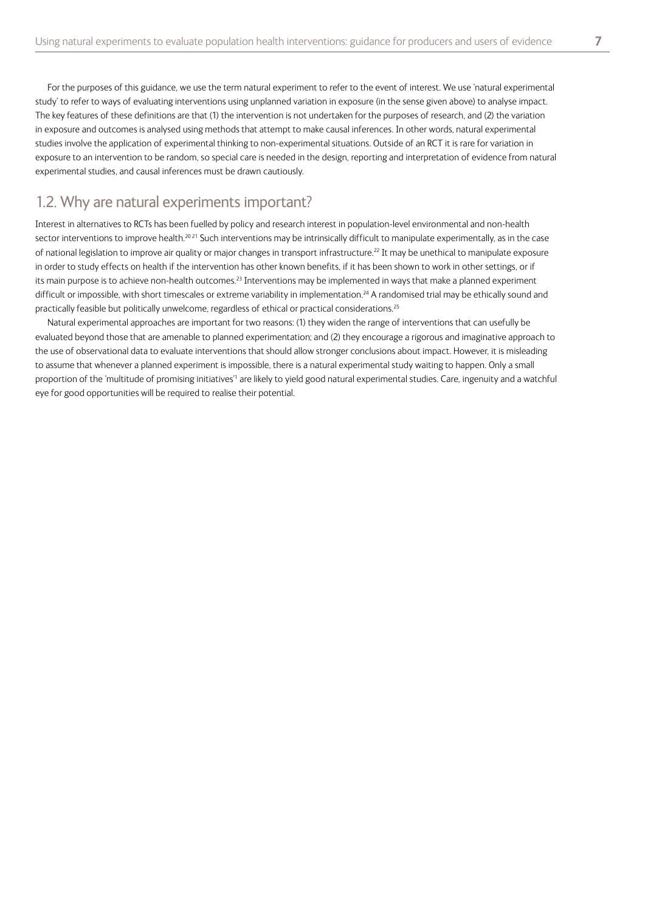For the purposes of this guidance, we use the term natural experiment to refer to the event of interest. We use 'natural experimental study' to refer to ways of evaluating interventions using unplanned variation in exposure (in the sense given above) to analyse impact. The key features of these definitions are that (1) the intervention is not undertaken for the purposes of research, and (2) the variation in exposure and outcomes is analysed using methods that attempt to make causal inferences. In other words, natural experimental studies involve the application of experimental thinking to non-experimental situations. Outside of an RCT it is rare for variation in exposure to an intervention to be random, so special care is needed in the design, reporting and interpretation of evidence from natural experimental studies, and causal inferences must be drawn cautiously.

## 1.2. Why are natural experiments important?

Interest in alternatives to RCTs has been fuelled by policy and research interest in population-level environmental and non-health sector interventions to improve health.[20 21] Such interventions may be intrinsically difficult to manipulate experimentally, as in the case of national legislation to improve air quality or major changes in transport infrastructure.[22] It may be unethical to manipulate exposure in order to study effects on health if the intervention has other known benefits, if it has been shown to work in other settings, or if its main purpose is to achieve non-health outcomes.[23] Interventions may be implemented in ways that make a planned experiment difficult or impossible, with short timescales or extreme variability in implementation.[24] A randomised trial may be ethically sound and practically feasible but politically unwelcome, regardless of ethical or practical considerations.[25]

Natural experimental approaches are important for two reasons: (1) they widen the range of interventions that can usefully be evaluated beyond those that are amenable to planned experimentation; and (2) they encourage a rigorous and imaginative approach to the use of observational data to evaluate interventions that should allow stronger conclusions about impact. However, it is misleading to assume that whenever a planned experiment is impossible, there is a natural experimental study waiting to happen. Only a small proportion of the 'multitude of promising initiatives'[1] are likely to yield good natural experimental studies. Care, ingenuity and a watchful eye for good opportunities will be required to realise their potential.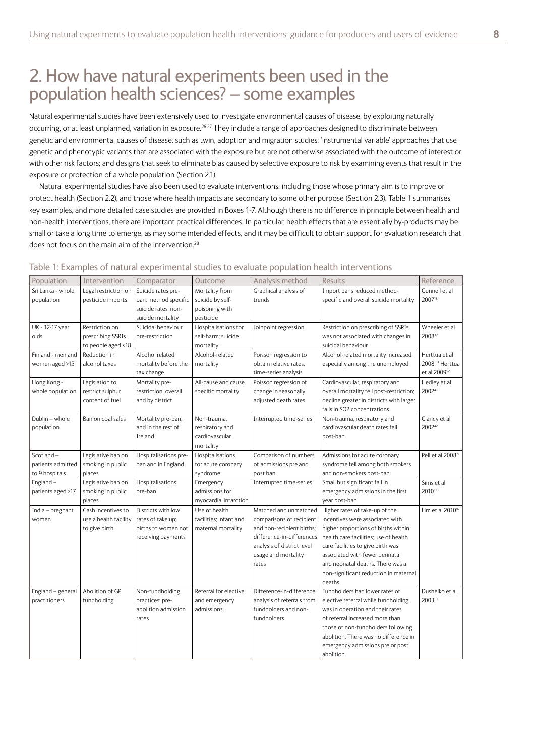# 2. How have natural experiments been used in the population health sciences? – some examples

Natural experimental studies have been extensively used to investigate environmental causes of disease, by exploiting naturally occurring, or at least unplanned, variation in exposure.[26 27] They include a range of approaches designed to discriminate between genetic and environmental causes of disease, such as twin, adoption and migration studies; 'instrumental variable' approaches that use genetic and phenotypic variants that are associated with the exposure but are not otherwise associated with the outcome of interest or with other risk factors; and designs that seek to eliminate bias caused by selective exposure to risk by examining events that result in the exposure or protection of a whole population (Section 2.1).

Natural experimental studies have also been used to evaluate interventions, including those whose primary aim is to improve or protect health (Section 2.2), and those where health impacts are secondary to some other purpose (Section 2.3). Table 1 summarises key examples, and more detailed case studies are provided in Boxes 1-7. Although there is no difference in principle between health and non-health interventions, there are important practical differences. In particular, health effects that are essentially by-products may be small or take a long time to emerge, as may some intended effects, and it may be difficult to obtain support for evaluation research that does not focus on the main aim of the intervention.[28]

Table 1: Examples of natural experimental studies to evaluate population health interventions

| Population | Intervention | Comparator | Outcome | Analysis method | Results | Reference |
|---|---|---|---|---|---|---|
| Sri Lanka - whole population | Legal restriction on pesticide imports | Suicide rates pre-ban; method specific suicide rates; non-suicide mortality | Mortality from suicide by self-poisoning with pesticide | Graphical analysis of trends | Import bans reduced method-specific and overall suicide mortality | Gunnell et al 2007[18] |
| UK - 12-17 year olds | Restriction on prescribing SSRIs to people aged <18 | Suicidal behaviour pre-restriction | Hospitalisations for self-harm; suicide mortality | Joinpoint regression | Restriction on prescribing of SSRIs was not associated with changes in suicidal behaviour | Wheeler et al 2008[37] |
| Finland - men and women aged >15 | Reduction in alcohol taxes | Alcohol related mortality before the tax change | Alcohol-related mortality | Poisson regression to obtain relative rates; time-series analysis | Alcohol-related mortality increased, especially among the unemployed | Herttua et al 2008,[51] Herttua et al 2009[52] |
| Hong Kong - whole population | Legislation to restrict sulphur content of fuel | Mortality pre-restriction, overall and by district | All-cause and cause specific mortality | Poisson regression of change in seasonally adjusted death rates | Cardiovascular, respiratory and overall mortality fell post-restriction; decline greater in districts with larger falls in $SO_2$ concentrations | Hedley et al 2002[43] |
| Dublin – whole population | Ban on coal sales | Mortality pre-ban, and in the rest of Ireland | Non-trauma, respiratory and cardiovascular mortality | Interrupted time-series | Non-trauma, respiratory and cardiovascular death rates fell post-ban | Clancy et al 2002[42] |
| Scotland – patients admitted to 9 hospitals | Legislative ban on smoking in public places | Hospitalisations pre-ban and in England | Hospitalisations for acute coronary syndrome | Comparison of numbers of admissions pre and post ban | Admissions for acute coronary syndrome fell among both smokers and non-smokers post-ban | Pell et al 2008[71] |
| England – patients aged >17 | Legislative ban on smoking in public places | Hospitalisations pre-ban | Emergency admissions for myocardial infarction | Interrupted time-series | Small but significant fall in emergency admissions in the first year post-ban | Sims et al 2010[121] |
| India – pregnant women | Cash incentives to use a health facility to give birth | Districts with low rates of take up; births to women not receiving payments | Use of health facilities; infant and maternal mortality | Matched and unmatched comparisons of recipient and non-recipient births; difference-in-differences analysis of district level usage and mortality rates | Higher rates of take-up of the incentives were associated with higher proportions of births within health care facilities; use of health care facilities to give birth was associated with fewer perinatal and neonatal deaths. There was a non-significant reduction in maternal deaths | Lim et al 2010[97] |
| England – general practitioners | Abolition of GP fundholding | Non-fundholding practices; pre-abolition admission rates | Referral for elective and emergency admissions | Difference-in-difference analysis of referrals from fundholders and non-fundholders | Fundholders had lower rates of elective referral while fundholding was in operation and their rates of referral increased more than those of non-fundholders following abolition. There was no difference in emergency admissions pre or post abolition. | Dusheiko et al 2003[100] |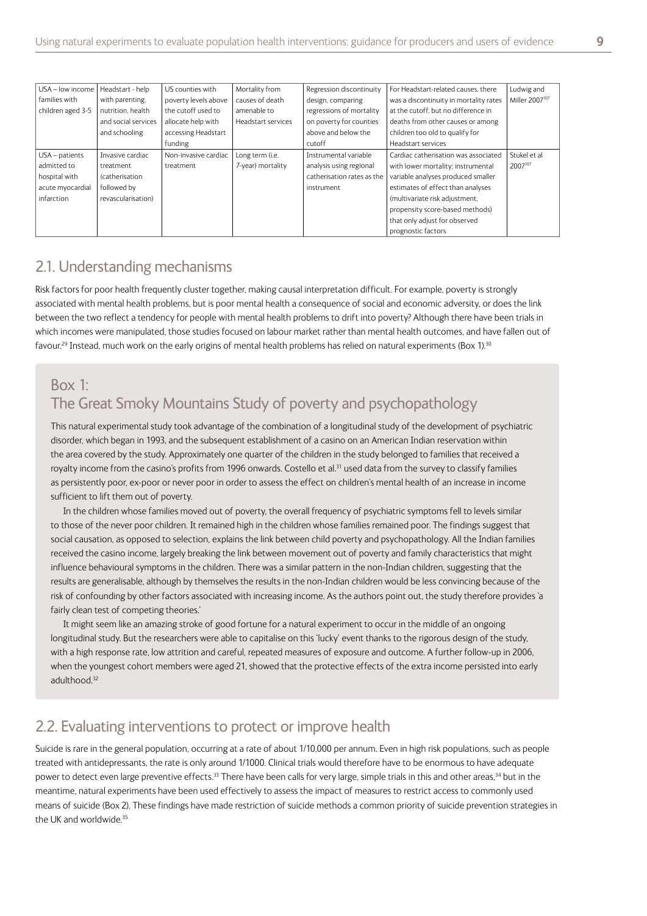| | | | | | | |
|---|---|---|---|---|---|---|
| USA – low income families with children aged 3-5 | Headstart - help with parenting, nutrition, health and social services and schooling | US counties with poverty levels above the cutoff used to allocate help with accessing Headstart funding | Mortality from causes of death amenable to Headstart services | Regression discontinuity design, comparing regressions of mortality on poverty for counties above and below the cutoff | For Headstart-related causes, there was a discontinuity in mortality rates at the cutoff, but no difference in deaths from other causes or among children too old to qualify for Headstart services | Ludwig and Miller 2007[107] |
| USA – patients admitted to hospital with acute myocardial infarction | Invasive cardiac treatment (catherisation followed by revascularisation) | Non-invasive cardiac treatment | Long term (i.e. 7-year) mortality | Instrumental variable analysis using regional catherisation rates as the instrument | Cardiac catheterisation was associated with lower mortality; instrumental variable analyses produced smaller estimates of effect than analyses (multivariate risk adjustment, propensity score-based methods) that only adjust for observed prognostic factors | Stukel et al 2007[107] |

## 2.1. Understanding mechanisms

Risk factors for poor health frequently cluster together, making causal interpretation difficult. For example, poverty is strongly associated with mental health problems, but is poor mental health a consequence of social and economic adversity, or does the link between the two reflect a tendency for people with mental health problems to drift into poverty? Although there have been trials in which incomes were manipulated, those studies focused on labour market rather than mental health outcomes, and have fallen out of favour.[29] Instead, much work on the early origins of mental health problems has relied on natural experiments (Box 1).[30]

### Box 1: The Great Smoky Mountains Study of poverty and psychopathology

This natural experimental study took advantage of the combination of a longitudinal study of the development of psychiatric disorder, which began in 1993, and the subsequent establishment of a casino on an American Indian reservation within the area covered by the study. Approximately one quarter of the children in the study belonged to families that received a royalty income from the casino's profits from 1996 onwards. Costello et al.[31] used data from the survey to classify families as persistently poor, ex-poor or never poor in order to assess the effect on children's mental health of an increase in income sufficient to lift them out of poverty.

In the children whose families moved out of poverty, the overall frequency of psychiatric symptoms fell to levels similar to those of the never poor children. It remained high in the children whose families remained poor. The findings suggest that social causation, as opposed to selection, explains the link between child poverty and psychopathology. All the Indian families received the casino income, largely breaking the link between movement out of poverty and family characteristics that might influence behavioural symptoms in the children. There was a similar pattern in the non-Indian children, suggesting that the results are generalisable, although by themselves the results in the non-Indian children would be less convincing because of the risk of confounding by other factors associated with increasing income. As the authors point out, the study therefore provides 'a fairly clean test of competing theories.'

It might seem like an amazing stroke of good fortune for a natural experiment to occur in the middle of an ongoing longitudinal study. But the researchers were able to capitalise on this 'lucky' event thanks to the rigorous design of the study, with a high response rate, low attrition and careful, repeated measures of exposure and outcome. A further follow-up in 2006, when the youngest cohort members were aged 21, showed that the protective effects of the extra income persisted into early adulthood.[32]

## 2.2. Evaluating interventions to protect or improve health

Suicide is rare in the general population, occurring at a rate of about 1/10,000 per annum. Even in high risk populations, such as people treated with antidepressants, the rate is only around 1/1000. Clinical trials would therefore have to be enormous to have adequate power to detect even large preventive effects.[33] There have been calls for very large, simple trials in this and other areas,[34] but in the meantime, natural experiments have been used effectively to assess the impact of measures to restrict access to commonly used means of suicide (Box 2). These findings have made restriction of suicide methods a common priority of suicide prevention strategies in the UK and worldwide.[35]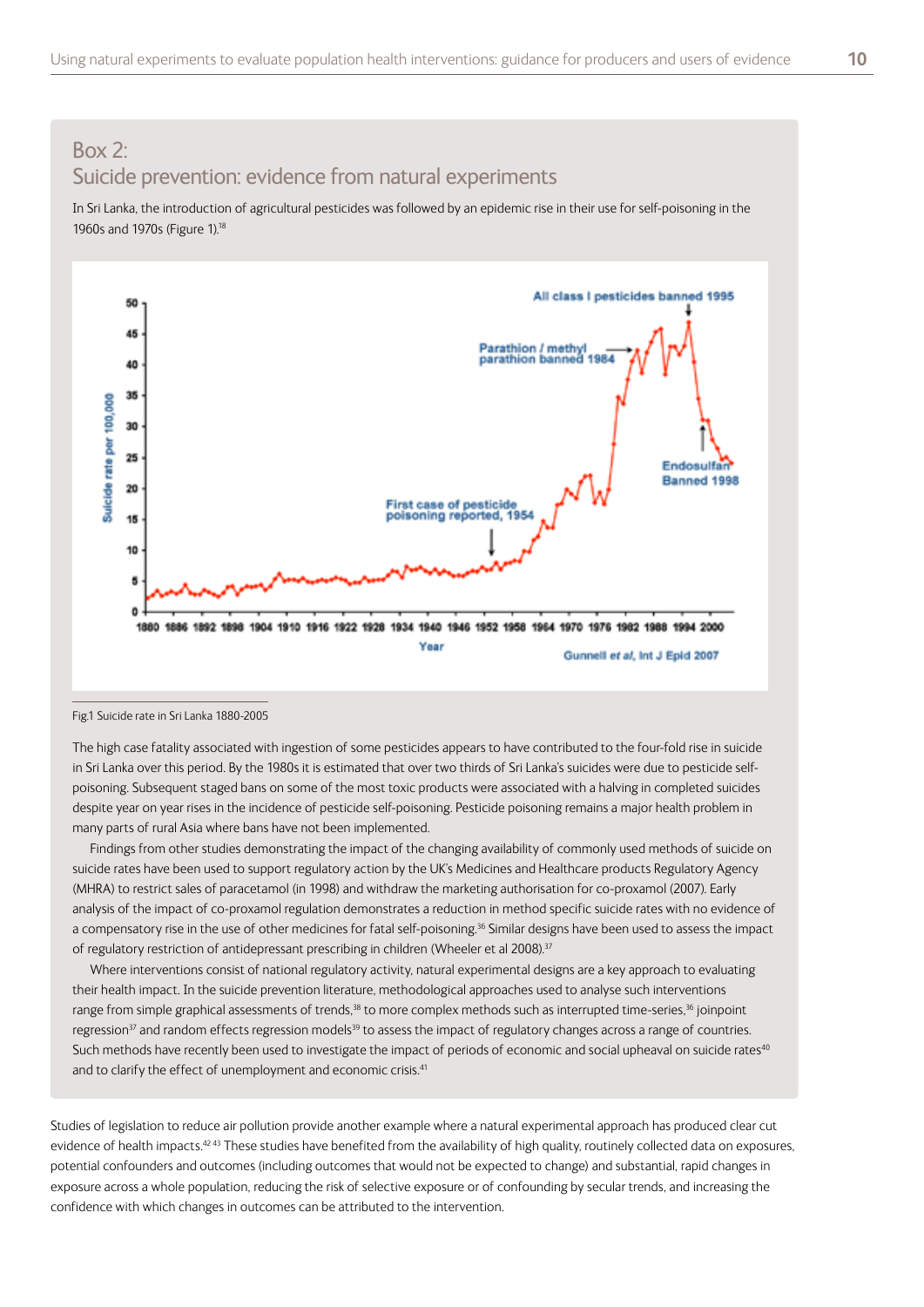## Box 2: Suicide prevention: evidence from natural experiments

In Sri Lanka, the introduction of agricultural pesticides was followed by an epidemic rise in their use for self-poisoning in the 1960s and 1970s (Figure 1).[18]

Fig.1 Suicide rate in Sri Lanka 1880-2005

The high case fatality associated with ingestion of some pesticides appears to have contributed to the four-fold rise in suicide in Sri Lanka over this period. By the 1980s it is estimated that over two thirds of Sri Lanka's suicides were due to pesticide self-poisoning. Subsequent staged bans on some of the most toxic products were associated with a halving in completed suicides despite year on year rises in the incidence of pesticide self-poisoning. Pesticide poisoning remains a major health problem in many parts of rural Asia where bans have not been implemented.

Findings from other studies demonstrating the impact of the changing availability of commonly used methods of suicide on suicide rates have been used to support regulatory action by the UK's Medicines and Healthcare products Regulatory Agency (MHRA) to restrict sales of paracetamol (in 1998) and withdraw the marketing authorisation for co-proxamol (2007). Early analysis of the impact of co-proxamol regulation demonstrates a reduction in method specific suicide rates with no evidence of a compensatory rise in the use of other medicines for fatal self-poisoning.[36] Similar designs have been used to assess the impact of regulatory restriction of antidepressant prescribing in children (Wheeler et al 2008).[37]

Where interventions consist of national regulatory activity, natural experimental designs are a key approach to evaluating their health impact. In the suicide prevention literature, methodological approaches used to analyse such interventions range from simple graphical assessments of trends,[38] to more complex methods such as interrupted time-series,[36] joinpoint regression[37] and random effects regression models[39] to assess the impact of regulatory changes across a range of countries. Such methods have recently been used to investigate the impact of periods of economic and social upheaval on suicide rates[40] and to clarify the effect of unemployment and economic crisis.[41]

Studies of legislation to reduce air pollution provide another example where a natural experimental approach has produced clear cut evidence of health impacts.[42,43] These studies have benefited from the availability of high quality, routinely collected data on exposures, potential confounders and outcomes (including outcomes that would not be expected to change) and substantial, rapid changes in exposure across a whole population, reducing the risk of selective exposure or of confounding by secular trends, and increasing the confidence with which changes in outcomes can be attributed to the intervention.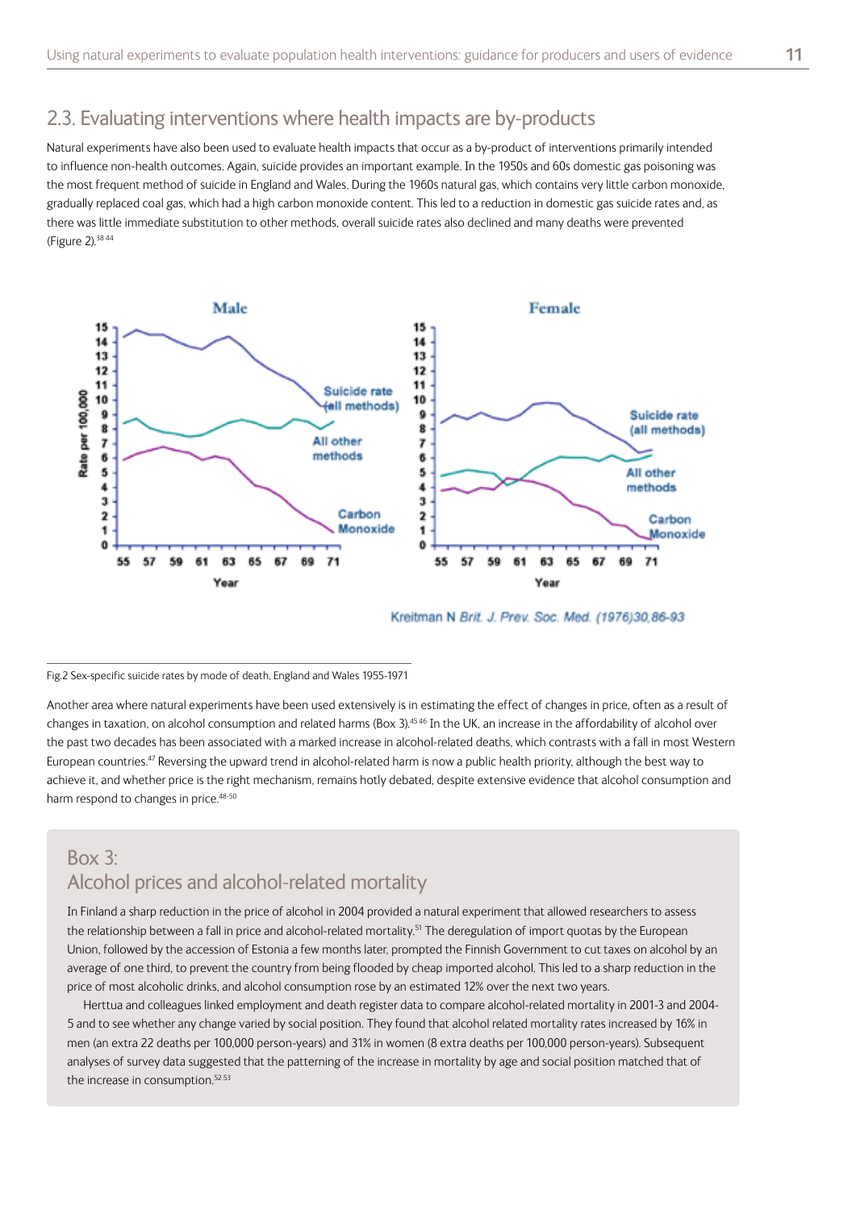## 2.3. Evaluating interventions where health impacts are by-products

Natural experiments have also been used to evaluate health impacts that occur as a by-product of interventions primarily intended to influence non-health outcomes. Again, suicide provides an important example. In the 1950s and 60s domestic gas poisoning was the most frequent method of suicide in England and Wales. During the 1960s natural gas, which contains very little carbon monoxide, gradually replaced coal gas, which had a high carbon monoxide content. This led to a reduction in domestic gas suicide rates and, as there was little immediate substitution to other methods, overall suicide rates also declined and many deaths were prevented (Figure 2).[38 44]

Fig.2 Sex-specific suicide rates by mode of death, England and Wales 1955-1971

Another area where natural experiments have been used extensively is in estimating the effect of changes in price, often as a result of changes in taxation, on alcohol consumption and related harms (Box 3).[45 46] In the UK, an increase in the affordability of alcohol over the past two decades has been associated with a marked increase in alcohol-related deaths, which contrasts with a fall in most Western European countries.[47] Reversing the upward trend in alcohol-related harm is now a public health priority, although the best way to achieve it, and whether price is the right mechanism, remains hotly debated, despite extensive evidence that alcohol consumption and harm respond to changes in price.[48-50]

### Box 3: Alcohol prices and alcohol-related mortality

In Finland a sharp reduction in the price of alcohol in 2004 provided a natural experiment that allowed researchers to assess the relationship between a fall in price and alcohol-related mortality.[51] The deregulation of import quotas by the European Union, followed by the accession of Estonia a few months later, prompted the Finnish Government to cut taxes on alcohol by an average of one third, to prevent the country from being flooded by cheap imported alcohol. This led to a sharp reduction in the price of most alcoholic drinks, and alcohol consumption rose by an estimated 12% over the next two years.

Herttua and colleagues linked employment and death register data to compare alcohol-related mortality in 2001-3 and 2004-5 and to see whether any change varied by social position. They found that alcohol related mortality rates increased by 16% in men (an extra 22 deaths per 100,000 person-years) and 31% in women (8 extra deaths per 100,000 person-years). Subsequent analyses of survey data suggested that the patterning of the increase in mortality by age and social position matched that of the increase in consumption.[52 53]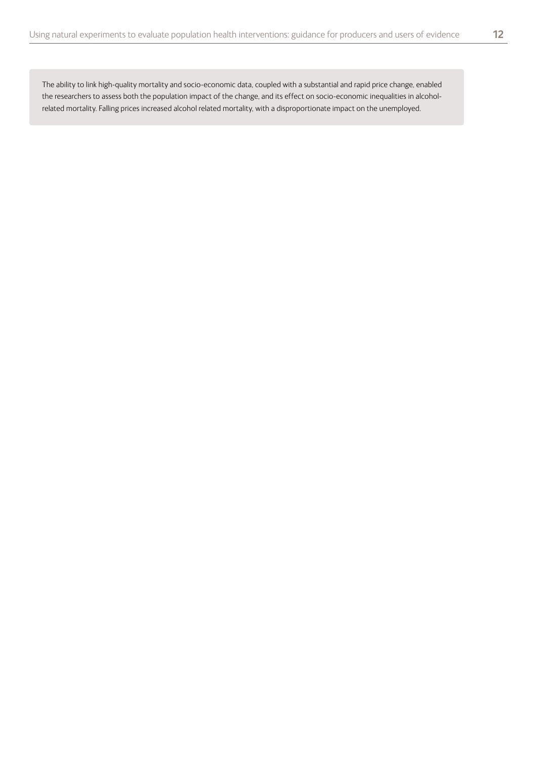The ability to link high-quality mortality and socio-economic data, coupled with a substantial and rapid price change, enabled the researchers to assess both the population impact of the change, and its effect on socio-economic inequalities in alcohol-related mortality. Falling prices increased alcohol related mortality, with a disproportionate impact on the unemployed.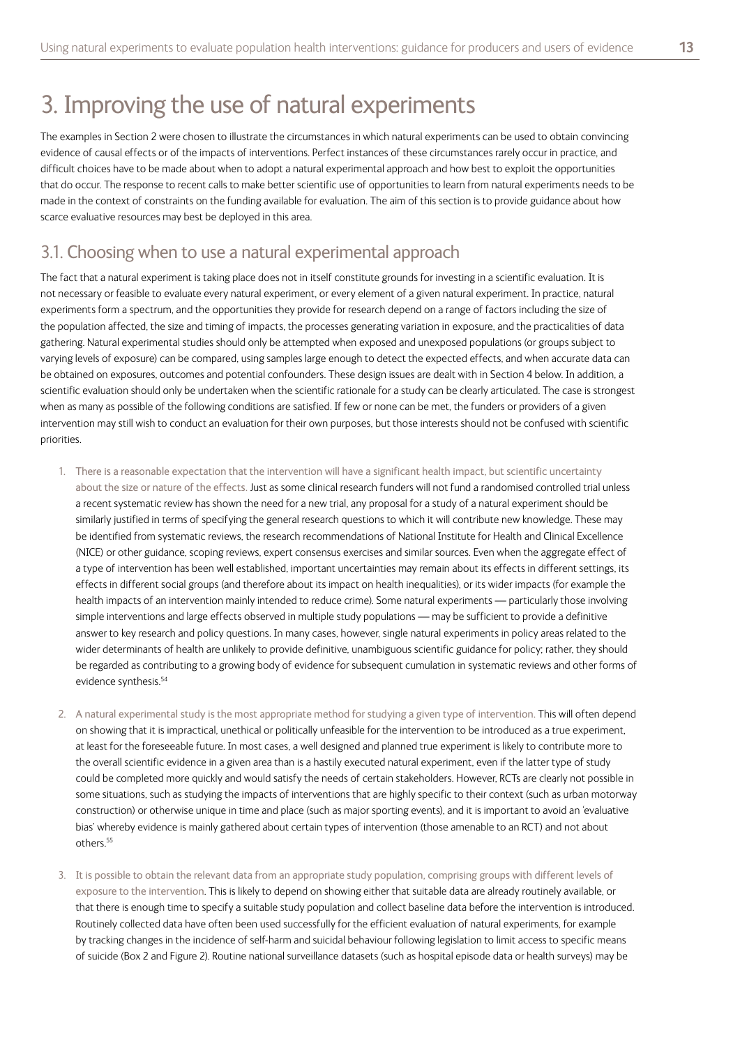# 3. Improving the use of natural experiments

The examples in Section 2 were chosen to illustrate the circumstances in which natural experiments can be used to obtain convincing evidence of causal effects or of the impacts of interventions. Perfect instances of these circumstances rarely occur in practice, and difficult choices have to be made about when to adopt a natural experimental approach and how best to exploit the opportunities that do occur. The response to recent calls to make better scientific use of opportunities to learn from natural experiments needs to be made in the context of constraints on the funding available for evaluation. The aim of this section is to provide guidance about how scarce evaluative resources may best be deployed in this area.

## 3.1. Choosing when to use a natural experimental approach

The fact that a natural experiment is taking place does not in itself constitute grounds for investing in a scientific evaluation. It is not necessary or feasible to evaluate every natural experiment, or every element of a given natural experiment. In practice, natural experiments form a spectrum, and the opportunities they provide for research depend on a range of factors including the size of the population affected, the size and timing of impacts, the processes generating variation in exposure, and the practicalities of data gathering. Natural experimental studies should only be attempted when exposed and unexposed populations (or groups subject to varying levels of exposure) can be compared, using samples large enough to detect the expected effects, and when accurate data can be obtained on exposures, outcomes and potential confounders. These design issues are dealt with in Section 4 below. In addition, a scientific evaluation should only be undertaken when the scientific rationale for a study can be clearly articulated. The case is strongest when as many as possible of the following conditions are satisfied. If few or none can be met, the funders or providers of a given intervention may still wish to conduct an evaluation for their own purposes, but those interests should not be confused with scientific priorities.

1. There is a reasonable expectation that the intervention will have a significant health impact, but scientific uncertainty about the size or nature of the effects. Just as some clinical research funders will not fund a randomised controlled trial unless a recent systematic review has shown the need for a new trial, any proposal for a study of a natural experiment should be similarly justified in terms of specifying the general research questions to which it will contribute new knowledge. These may be identified from systematic reviews, the research recommendations of National Institute for Health and Clinical Excellence (NICE) or other guidance, scoping reviews, expert consensus exercises and similar sources. Even when the aggregate effect of a type of intervention has been well established, important uncertainties may remain about its effects in different settings, its effects in different social groups (and therefore about its impact on health inequalities), or its wider impacts (for example the health impacts of an intervention mainly intended to reduce crime). Some natural experiments — particularly those involving simple interventions and large effects observed in multiple study populations — may be sufficient to provide a definitive answer to key research and policy questions. In many cases, however, single natural experiments in policy areas related to the wider determinants of health are unlikely to provide definitive, unambiguous scientific guidance for policy; rather, they should be regarded as contributing to a growing body of evidence for subsequent cumulation in systematic reviews and other forms of evidence synthesis.[54]

2. A natural experimental study is the most appropriate method for studying a given type of intervention. This will often depend on showing that it is impractical, unethical or politically unfeasible for the intervention to be introduced as a true experiment, at least for the foreseeable future. In most cases, a well designed and planned true experiment is likely to contribute more to the overall scientific evidence in a given area than is a hastily executed natural experiment, even if the latter type of study could be completed more quickly and would satisfy the needs of certain stakeholders. However, RCTs are clearly not possible in some situations, such as studying the impacts of interventions that are highly specific to their context (such as urban motorway construction) or otherwise unique in time and place (such as major sporting events), and it is important to avoid an 'evaluative bias' whereby evidence is mainly gathered about certain types of intervention (those amenable to an RCT) and not about others.[55]

3. It is possible to obtain the relevant data from an appropriate study population, comprising groups with different levels of exposure to the intervention. This is likely to depend on showing either that suitable data are already routinely available, or that there is enough time to specify a suitable study population and collect baseline data before the intervention is introduced. Routinely collected data have often been used successfully for the efficient evaluation of natural experiments, for example by tracking changes in the incidence of self-harm and suicidal behaviour following legislation to limit access to specific means of suicide (Box 2 and Figure 2). Routine national surveillance datasets (such as hospital episode data or health surveys) may be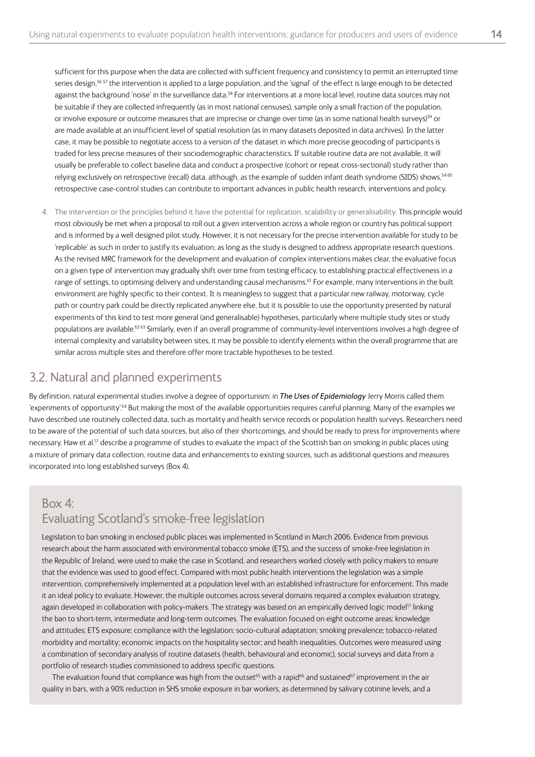sufficient for this purpose when the data are collected with sufficient frequency and consistency to permit an interrupted time series design,[56 57] the intervention is applied to a large population, and the 'signal' of the effect is large enough to be detected against the background 'noise' in the surveillance data.[58] For interventions at a more local level, routine data sources may not be suitable if they are collected infrequently (as in most national censuses), sample only a small fraction of the population, or involve exposure or outcome measures that are imprecise or change over time (as in some national health surveys)[59] or are made available at an insufficient level of spatial resolution (as in many datasets deposited in data archives). In the latter case, it may be possible to negotiate access to a version of the dataset in which more precise geocoding of participants is traded for less precise measures of their sociodemographic characteristics. If suitable routine data are not available, it will usually be preferable to collect baseline data and conduct a prospective (cohort or repeat cross-sectional) study rather than relying exclusively on retrospective (recall) data, although, as the example of sudden infant death syndrome (SIDS) shows,[54 60] retrospective case-control studies can contribute to important advances in public health research, interventions and policy.

4. The intervention or the principles behind it have the potential for replication, scalability or generalisability. This principle would most obviously be met when a proposal to roll out a given intervention across a whole region or country has political support and is informed by a well designed pilot study. However, it is not necessary for the precise intervention available for study to be 'replicable' as such in order to justify its evaluation, as long as the study is designed to address appropriate research questions. As the revised MRC framework for the development and evaluation of complex interventions makes clear, the evaluative focus on a given type of intervention may gradually shift over time from testing efficacy, to establishing practical effectiveness in a range of settings, to optimising delivery and understanding causal mechanisms.[61] For example, many interventions in the built environment are highly specific to their context. It is meaningless to suggest that a particular new railway, motorway, cycle path or country park could be directly replicated anywhere else, but it is possible to use the opportunity presented by natural experiments of this kind to test more general (and generalisable) hypotheses, particularly where multiple study sites or study populations are available.[62 63] Similarly, even if an overall programme of community-level interventions involves a high degree of internal complexity and variability between sites, it may be possible to identify elements within the overall programme that are similar across multiple sites and therefore offer more tractable hypotheses to be tested.

## 3.2. Natural and planned experiments

By definition, natural experimental studies involve a degree of opportunism: in ***The Uses of Epidemiology*** Jerry Morris called them 'experiments of opportunity'.[64] But making the most of the available opportunities requires careful planning. Many of the examples we have described use routinely collected data, such as mortality and health service records or population health surveys. Researchers need to be aware of the potential of such data sources, but also of their shortcomings, and should be ready to press for improvements where necessary. Haw et al.[17] describe a programme of studies to evaluate the impact of the Scottish ban on smoking in public places using a mixture of primary data collection, routine data and enhancements to existing sources, such as additional questions and measures incorporated into long established surveys (Box 4).

### Box 4: Evaluating Scotland's smoke-free legislation

Legislation to ban smoking in enclosed public places was implemented in Scotland in March 2006. Evidence from previous research about the harm associated with environmental tobacco smoke (ETS), and the success of smoke-free legislation in the Republic of Ireland, were used to make the case in Scotland, and researchers worked closely with policy makers to ensure that the evidence was used to good effect. Compared with most public health interventions the legislation was a simple intervention, comprehensively implemented at a population level with an established infrastructure for enforcement. This made it an ideal policy to evaluate. However, the multiple outcomes across several domains required a complex evaluation strategy, again developed in collaboration with policy-makers. The strategy was based on an empirically derived logic model[17] linking the ban to short-term, intermediate and long-term outcomes. The evaluation focused on eight outcome areas: knowledge and attitudes; ETS exposure; compliance with the legislation; socio-cultural adaptation; smoking prevalence; tobacco-related morbidity and mortality; economic impacts on the hospitality sector; and health inequalities. Outcomes were measured using a combination of secondary analysis of routine datasets (health, behavioural and economic), social surveys and data from a portfolio of research studies commissioned to address specific questions.

The evaluation found that compliance was high from the outset[65] with a rapid[66] and sustained[67] improvement in the air quality in bars, with a 90% reduction in SHS smoke exposure in bar workers, as determined by salivary cotinine levels, and a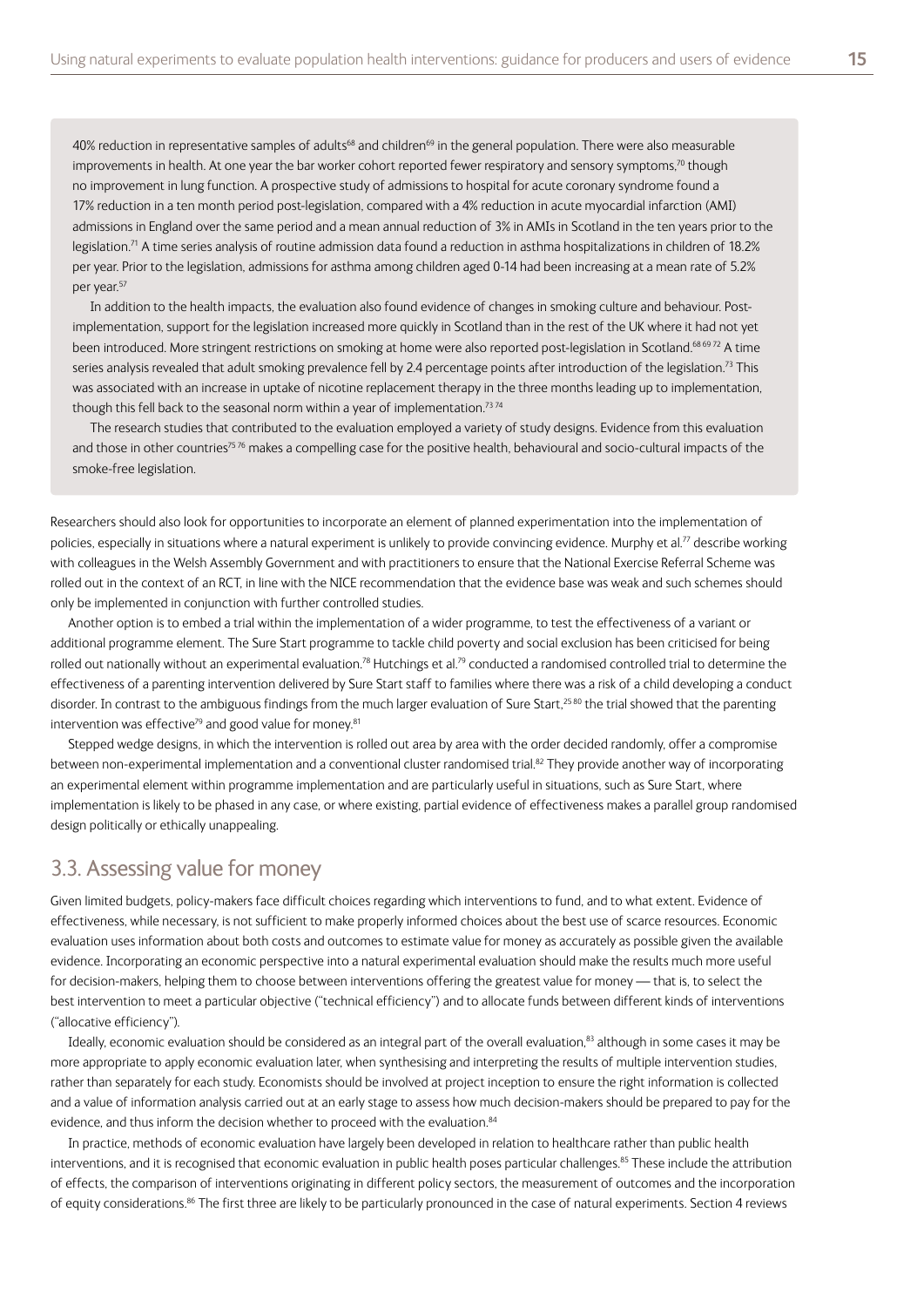40% reduction in representative samples of adults[68] and children[69] in the general population. There were also measurable improvements in health. At one year the bar worker cohort reported fewer respiratory and sensory symptoms,[70] though no improvement in lung function. A prospective study of admissions to hospital for acute coronary syndrome found a 17% reduction in a ten month period post-legislation, compared with a 4% reduction in acute myocardial infarction (AMI) admissions in England over the same period and a mean annual reduction of 3% in AMIs in Scotland in the ten years prior to the legislation.[71] A time series analysis of routine admission data found a reduction in asthma hospitalizations in children of 18.2% per year. Prior to the legislation, admissions for asthma among children aged 0-14 had been increasing at a mean rate of 5.2% per year.[57]

In addition to the health impacts, the evaluation also found evidence of changes in smoking culture and behaviour. Post-implementation, support for the legislation increased more quickly in Scotland than in the rest of the UK where it had not yet been introduced. More stringent restrictions on smoking at home were also reported post-legislation in Scotland.[68,69,72] A time series analysis revealed that adult smoking prevalence fell by 2.4 percentage points after introduction of the legislation.[73] This was associated with an increase in uptake of nicotine replacement therapy in the three months leading up to implementation, though this fell back to the seasonal norm within a year of implementation.[73,74]

The research studies that contributed to the evaluation employed a variety of study designs. Evidence from this evaluation and those in other countries[75,76] makes a compelling case for the positive health, behavioural and socio-cultural impacts of the smoke-free legislation.

Researchers should also look for opportunities to incorporate an element of planned experimentation into the implementation of policies, especially in situations where a natural experiment is unlikely to provide convincing evidence. Murphy et al.[77] describe working with colleagues in the Welsh Assembly Government and with practitioners to ensure that the National Exercise Referral Scheme was rolled out in the context of an RCT, in line with the NICE recommendation that the evidence base was weak and such schemes should only be implemented in conjunction with further controlled studies.

Another option is to embed a trial within the implementation of a wider programme, to test the effectiveness of a variant or additional programme element. The Sure Start programme to tackle child poverty and social exclusion has been criticised for being rolled out nationally without an experimental evaluation.[78] Hutchings et al.[79] conducted a randomised controlled trial to determine the effectiveness of a parenting intervention delivered by Sure Start staff to families where there was a risk of a child developing a conduct disorder. In contrast to the ambiguous findings from the much larger evaluation of Sure Start,[25,80] the trial showed that the parenting intervention was effective[79] and good value for money.[81]

Stepped wedge designs, in which the intervention is rolled out area by area with the order decided randomly, offer a compromise between non-experimental implementation and a conventional cluster randomised trial.[82] They provide another way of incorporating an experimental element within programme implementation and are particularly useful in situations, such as Sure Start, where implementation is likely to be phased in any case, or where existing, partial evidence of effectiveness makes a parallel group randomised design politically or ethically unappealing.

## 3.3. Assessing value for money

Given limited budgets, policy-makers face difficult choices regarding which interventions to fund, and to what extent. Evidence of effectiveness, while necessary, is not sufficient to make properly informed choices about the best use of scarce resources. Economic evaluation uses information about both costs and outcomes to estimate value for money as accurately as possible given the available evidence. Incorporating an economic perspective into a natural experimental evaluation should make the results much more useful for decision-makers, helping them to choose between interventions offering the greatest value for money — that is, to select the best intervention to meet a particular objective ("technical efficiency") and to allocate funds between different kinds of interventions ("allocative efficiency").

Ideally, economic evaluation should be considered as an integral part of the overall evaluation,[83] although in some cases it may be more appropriate to apply economic evaluation later, when synthesising and interpreting the results of multiple intervention studies, rather than separately for each study. Economists should be involved at project inception to ensure the right information is collected and a value of information analysis carried out at an early stage to assess how much decision-makers should be prepared to pay for the evidence, and thus inform the decision whether to proceed with the evaluation.[84]

In practice, methods of economic evaluation have largely been developed in relation to healthcare rather than public health interventions, and it is recognised that economic evaluation in public health poses particular challenges.[85] These include the attribution of effects, the comparison of interventions originating in different policy sectors, the measurement of outcomes and the incorporation of equity considerations.[86] The first three are likely to be particularly pronounced in the case of natural experiments. Section 4 reviews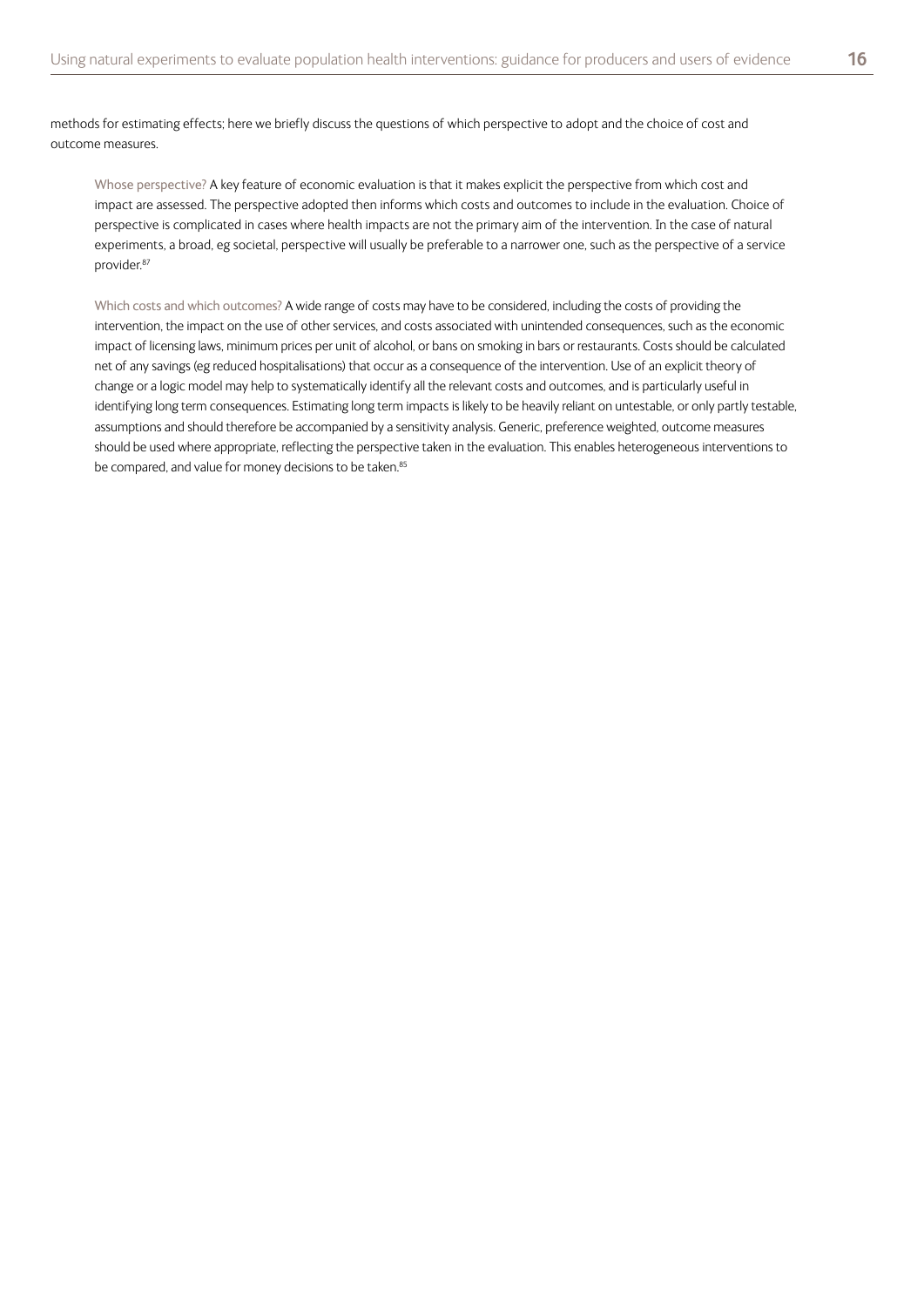methods for estimating effects; here we briefly discuss the questions of which perspective to adopt and the choice of cost and outcome measures.

Whose perspective? A key feature of economic evaluation is that it makes explicit the perspective from which cost and impact are assessed. The perspective adopted then informs which costs and outcomes to include in the evaluation. Choice of perspective is complicated in cases where health impacts are not the primary aim of the intervention. In the case of natural experiments, a broad, eg societal, perspective will usually be preferable to a narrower one, such as the perspective of a service provider.[87]

Which costs and which outcomes? A wide range of costs may have to be considered, including the costs of providing the intervention, the impact on the use of other services, and costs associated with unintended consequences, such as the economic impact of licensing laws, minimum prices per unit of alcohol, or bans on smoking in bars or restaurants. Costs should be calculated net of any savings (eg reduced hospitalisations) that occur as a consequence of the intervention. Use of an explicit theory of change or a logic model may help to systematically identify all the relevant costs and outcomes, and is particularly useful in identifying long term consequences. Estimating long term impacts is likely to be heavily reliant on untestable, or only partly testable, assumptions and should therefore be accompanied by a sensitivity analysis. Generic, preference weighted, outcome measures should be used where appropriate, reflecting the perspective taken in the evaluation. This enables heterogeneous interventions to be compared, and value for money decisions to be taken.[85]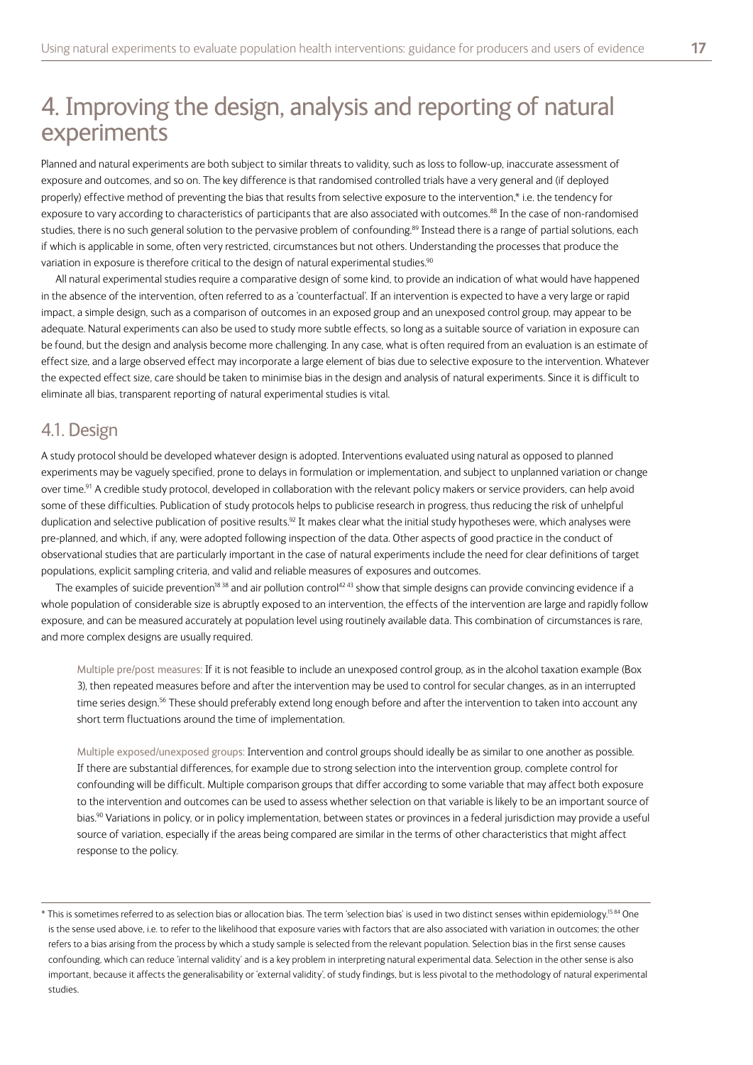# 4. Improving the design, analysis and reporting of natural experiments

Planned and natural experiments are both subject to similar threats to validity, such as loss to follow-up, inaccurate assessment of exposure and outcomes, and so on. The key difference is that randomised controlled trials have a very general and (if deployed properly) effective method of preventing the bias that results from selective exposure to the intervention,* i.e. the tendency for exposure to vary according to characteristics of participants that are also associated with outcomes.[88] In the case of non-randomised studies, there is no such general solution to the pervasive problem of confounding.[89] Instead there is a range of partial solutions, each if which is applicable in some, often very restricted, circumstances but not others. Understanding the processes that produce the variation in exposure is therefore critical to the design of natural experimental studies.[90]

All natural experimental studies require a comparative design of some kind, to provide an indication of what would have happened in the absence of the intervention, often referred to as a 'counterfactual'. If an intervention is expected to have a very large or rapid impact, a simple design, such as a comparison of outcomes in an exposed group and an unexposed control group, may appear to be adequate. Natural experiments can also be used to study more subtle effects, so long as a suitable source of variation in exposure can be found, but the design and analysis become more challenging. In any case, what is often required from an evaluation is an estimate of effect size, and a large observed effect may incorporate a large element of bias due to selective exposure to the intervention. Whatever the expected effect size, care should be taken to minimise bias in the design and analysis of natural experiments. Since it is difficult to eliminate all bias, transparent reporting of natural experimental studies is vital.

## 4.1. Design

A study protocol should be developed whatever design is adopted. Interventions evaluated using natural as opposed to planned experiments may be vaguely specified, prone to delays in formulation or implementation, and subject to unplanned variation or change over time.[91] A credible study protocol, developed in collaboration with the relevant policy makers or service providers, can help avoid some of these difficulties. Publication of study protocols helps to publicise research in progress, thus reducing the risk of unhelpful duplication and selective publication of positive results.[92] It makes clear what the initial study hypotheses were, which analyses were pre-planned, and which, if any, were adopted following inspection of the data. Other aspects of good practice in the conduct of observational studies that are particularly important in the case of natural experiments include the need for clear definitions of target populations, explicit sampling criteria, and valid and reliable measures of exposures and outcomes.

The examples of suicide prevention[18 38] and air pollution control[42 43] show that simple designs can provide convincing evidence if a whole population of considerable size is abruptly exposed to an intervention, the effects of the intervention are large and rapidly follow exposure, and can be measured accurately at population level using routinely available data. This combination of circumstances is rare, and more complex designs are usually required.

Multiple pre/post measures: If it is not feasible to include an unexposed control group, as in the alcohol taxation example (Box 3), then repeated measures before and after the intervention may be used to control for secular changes, as in an interrupted time series design.[56] These should preferably extend long enough before and after the intervention to taken into account any short term fluctuations around the time of implementation.

Multiple exposed/unexposed groups: Intervention and control groups should ideally be as similar to one another as possible. If there are substantial differences, for example due to strong selection into the intervention group, complete control for confounding will be difficult. Multiple comparison groups that differ according to some variable that may affect both exposure to the intervention and outcomes can be used to assess whether selection on that variable is likely to be an important source of bias.[90] Variations in policy, or in policy implementation, between states or provinces in a federal jurisdiction may provide a useful source of variation, especially if the areas being compared are similar in the terms of other characteristics that might affect response to the policy.

---

\* This is sometimes referred to as selection bias or allocation bias. The term 'selection bias' is used in two distinct senses within epidemiology.[15 84] One is the sense used above, i.e. to refer to the likelihood that exposure varies with factors that are also associated with variation in outcomes; the other refers to a bias arising from the process by which a study sample is selected from the relevant population. Selection bias in the first sense causes confounding, which can reduce 'internal validity' and is a key problem in interpreting natural experimental data. Selection in the other sense is also important, because it affects the generalisability or 'external validity', of study findings, but is less pivotal to the methodology of natural experimental studies.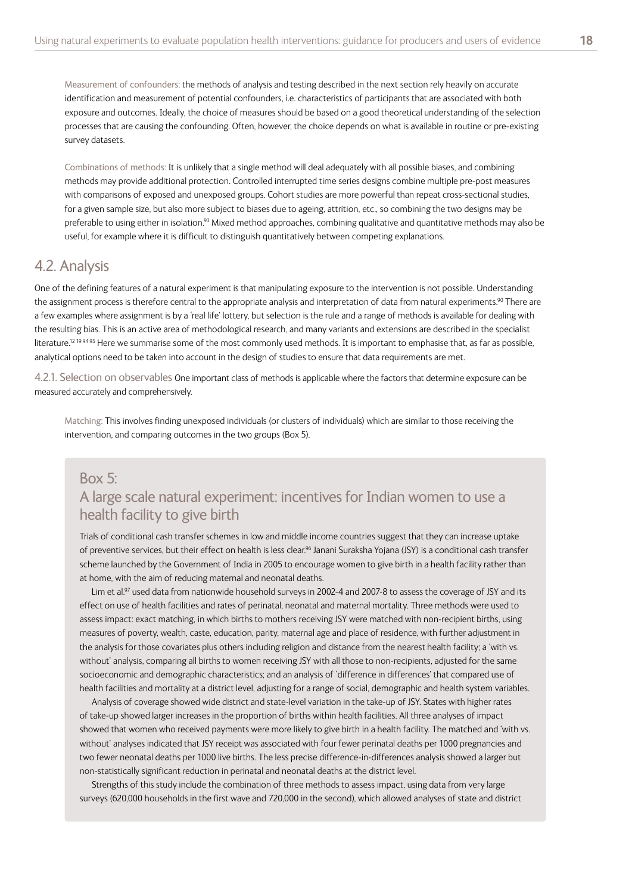Measurement of confounders: the methods of analysis and testing described in the next section rely heavily on accurate identification and measurement of potential confounders, i.e. characteristics of participants that are associated with both exposure and outcomes. Ideally, the choice of measures should be based on a good theoretical understanding of the selection processes that are causing the confounding. Often, however, the choice depends on what is available in routine or pre-existing survey datasets.

Combinations of methods: It is unlikely that a single method will deal adequately with all possible biases, and combining methods may provide additional protection. Controlled interrupted time series designs combine multiple pre-post measures with comparisons of exposed and unexposed groups. Cohort studies are more powerful than repeat cross-sectional studies, for a given sample size, but also more subject to biases due to ageing, attrition, etc., so combining the two designs may be preferable to using either in isolation.[93] Mixed method approaches, combining qualitative and quantitative methods may also be useful, for example where it is difficult to distinguish quantitatively between competing explanations.

## 4.2. Analysis

One of the defining features of a natural experiment is that manipulating exposure to the intervention is not possible. Understanding the assignment process is therefore central to the appropriate analysis and interpretation of data from natural experiments.[90] There are a few examples where assignment is by a 'real life' lottery, but selection is the rule and a range of methods is available for dealing with the resulting bias. This is an active area of methodological research, and many variants and extensions are described in the specialist literature.[12 19 94 95] Here we summarise some of the most commonly used methods. It is important to emphasise that, as far as possible, analytical options need to be taken into account in the design of studies to ensure that data requirements are met.

4.2.1. Selection on observables One important class of methods is applicable where the factors that determine exposure can be measured accurately and comprehensively.

Matching: This involves finding unexposed individuals (or clusters of individuals) which are similar to those receiving the intervention, and comparing outcomes in the two groups (Box 5).

### Box 5:
### A large scale natural experiment: incentives for Indian women to use a health facility to give birth

Trials of conditional cash transfer schemes in low and middle income countries suggest that they can increase uptake of preventive services, but their effect on health is less clear.[96] Janani Suraksha Yojana (JSY) is a conditional cash transfer scheme launched by the Government of India in 2005 to encourage women to give birth in a health facility rather than at home, with the aim of reducing maternal and neonatal deaths.

Lim et al.[97] used data from nationwide household surveys in 2002-4 and 2007-8 to assess the coverage of JSY and its effect on use of health facilities and rates of perinatal, neonatal and maternal mortality. Three methods were used to assess impact: exact matching, in which births to mothers receiving JSY were matched with non-recipient births, using measures of poverty, wealth, caste, education, parity, maternal age and place of residence, with further adjustment in the analysis for those covariates plus others including religion and distance from the nearest health facility; a 'with vs. without' analysis, comparing all births to women receiving JSY with all those to non-recipients, adjusted for the same socioeconomic and demographic characteristics; and an analysis of 'difference in differences' that compared use of health facilities and mortality at a district level, adjusting for a range of social, demographic and health system variables.

Analysis of coverage showed wide district and state-level variation in the take-up of JSY. States with higher rates of take-up showed larger increases in the proportion of births within health facilities. All three analyses of impact showed that women who received payments were more likely to give birth in a health facility. The matched and 'with vs. without' analyses indicated that JSY receipt was associated with four fewer perinatal deaths per 1000 pregnancies and two fewer neonatal deaths per 1000 live births. The less precise difference-in-differences analysis showed a larger but non-statistically significant reduction in perinatal and neonatal deaths at the district level.

Strengths of this study include the combination of three methods to assess impact, using data from very large surveys (620,000 households in the first wave and 720,000 in the second), which allowed analyses of state and district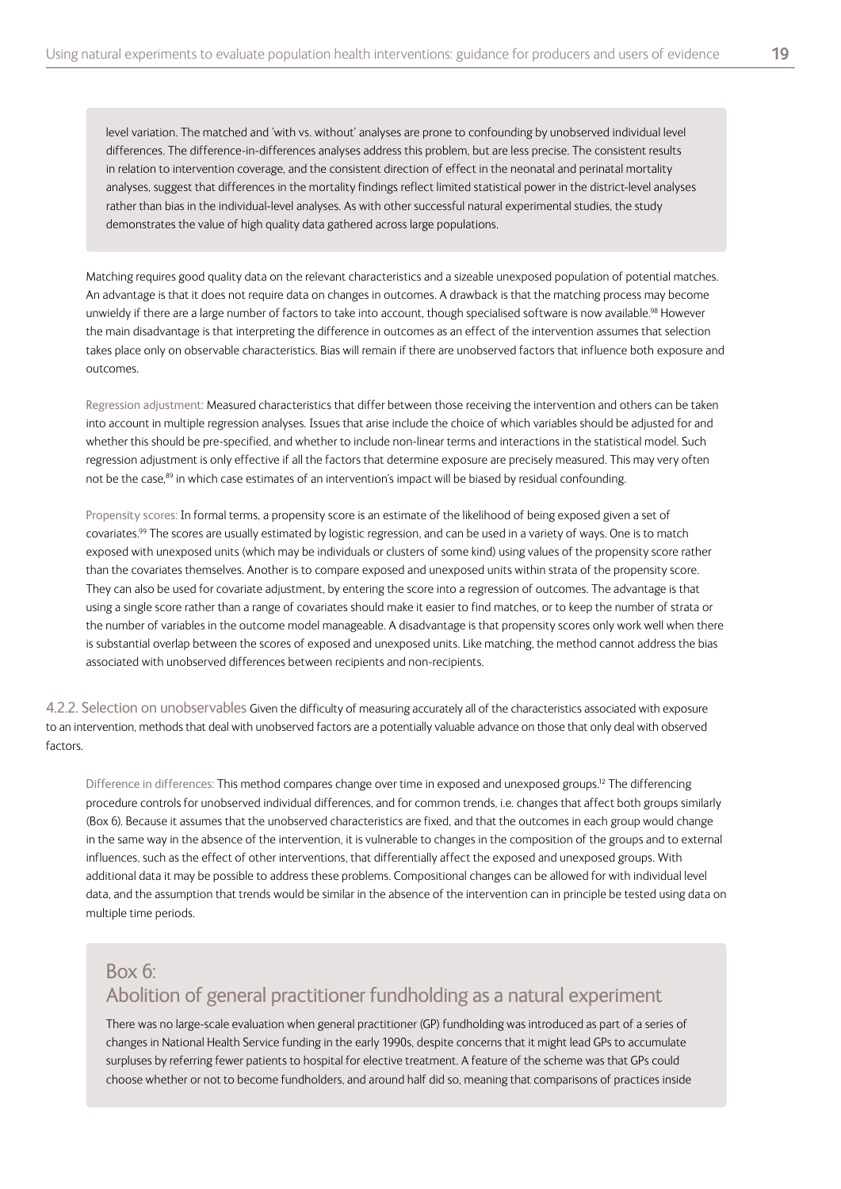level variation. The matched and 'with vs. without' analyses are prone to confounding by unobserved individual level differences. The difference-in-differences analyses address this problem, but are less precise. The consistent results in relation to intervention coverage, and the consistent direction of effect in the neonatal and perinatal mortality analyses, suggest that differences in the mortality findings reflect limited statistical power in the district-level analyses rather than bias in the individual-level analyses. As with other successful natural experimental studies, the study demonstrates the value of high quality data gathered across large populations.

Matching requires good quality data on the relevant characteristics and a sizeable unexposed population of potential matches. An advantage is that it does not require data on changes in outcomes. A drawback is that the matching process may become unwieldy if there are a large number of factors to take into account, though specialised software is now available.[98] However the main disadvantage is that interpreting the difference in outcomes as an effect of the intervention assumes that selection takes place only on observable characteristics. Bias will remain if there are unobserved factors that influence both exposure and outcomes.

Regression adjustment: Measured characteristics that differ between those receiving the intervention and others can be taken into account in multiple regression analyses. Issues that arise include the choice of which variables should be adjusted for and whether this should be pre-specified, and whether to include non-linear terms and interactions in the statistical model. Such regression adjustment is only effective if all the factors that determine exposure are precisely measured. This may very often not be the case,[89] in which case estimates of an intervention's impact will be biased by residual confounding.

Propensity scores: In formal terms, a propensity score is an estimate of the likelihood of being exposed given a set of covariates.[99] The scores are usually estimated by logistic regression, and can be used in a variety of ways. One is to match exposed with unexposed units (which may be individuals or clusters of some kind) using values of the propensity score rather than the covariates themselves. Another is to compare exposed and unexposed units within strata of the propensity score. They can also be used for covariate adjustment, by entering the score into a regression of outcomes. The advantage is that using a single score rather than a range of covariates should make it easier to find matches, or to keep the number of strata or the number of variables in the outcome model manageable. A disadvantage is that propensity scores only work well when there is substantial overlap between the scores of exposed and unexposed units. Like matching, the method cannot address the bias associated with unobserved differences between recipients and non-recipients.

### 4.2.2. Selection on unobservables

Given the difficulty of measuring accurately all of the characteristics associated with exposure to an intervention, methods that deal with unobserved factors are a potentially valuable advance on those that only deal with observed factors.

Difference in differences: This method compares change over time in exposed and unexposed groups.[12] The differencing procedure controls for unobserved individual differences, and for common trends, i.e. changes that affect both groups similarly (Box 6). Because it assumes that the unobserved characteristics are fixed, and that the outcomes in each group would change in the same way in the absence of the intervention, it is vulnerable to changes in the composition of the groups and to external influences, such as the effect of other interventions, that differentially affect the exposed and unexposed groups. With additional data it may be possible to address these problems. Compositional changes can be allowed for with individual level data, and the assumption that trends would be similar in the absence of the intervention can in principle be tested using data on multiple time periods.

## Box 6: Abolition of general practitioner fundholding as a natural experiment

There was no large-scale evaluation when general practitioner (GP) fundholding was introduced as part of a series of changes in National Health Service funding in the early 1990s, despite concerns that it might lead GPs to accumulate surpluses by referring fewer patients to hospital for elective treatment. A feature of the scheme was that GPs could choose whether or not to become fundholders, and around half did so, meaning that comparisons of practices inside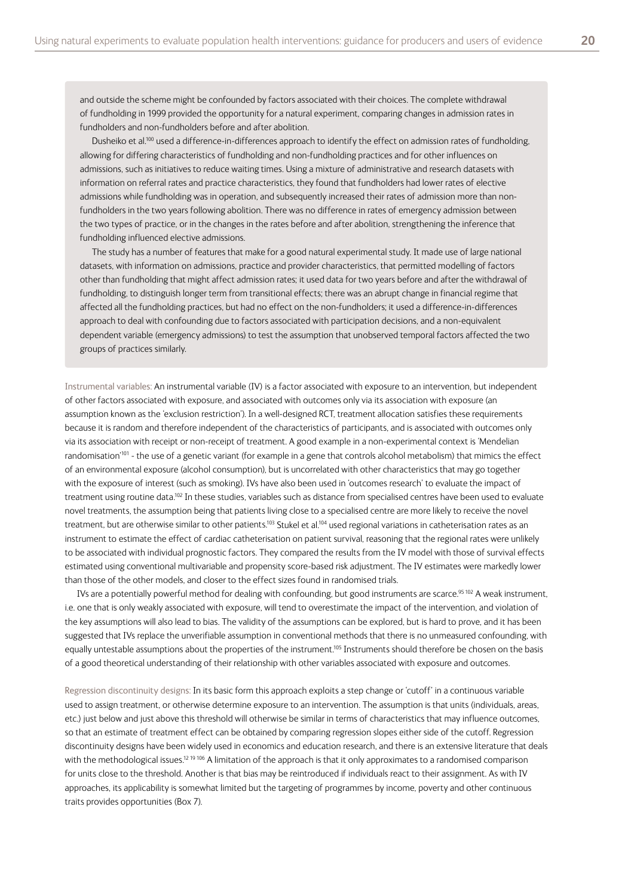and outside the scheme might be confounded by factors associated with their choices. The complete withdrawal of fundholding in 1999 provided the opportunity for a natural experiment, comparing changes in admission rates in fundholders and non-fundholders before and after abolition.

Dusheiko et al.[100] used a difference-in-differences approach to identify the effect on admission rates of fundholding, allowing for differing characteristics of fundholding and non-fundholding practices and for other influences on admissions, such as initiatives to reduce waiting times. Using a mixture of administrative and research datasets with information on referral rates and practice characteristics, they found that fundholders had lower rates of elective admissions while fundholding was in operation, and subsequently increased their rates of admission more than non-fundholders in the two years following abolition. There was no difference in rates of emergency admission between the two types of practice, or in the changes in the rates before and after abolition, strengthening the inference that fundholding influenced elective admissions.

The study has a number of features that make for a good natural experimental study. It made use of large national datasets, with information on admissions, practice and provider characteristics, that permitted modelling of factors other than fundholding that might affect admission rates; it used data for two years before and after the withdrawal of fundholding, to distinguish longer term from transitional effects; there was an abrupt change in financial regime that affected all the fundholding practices, but had no effect on the non-fundholders; it used a difference-in-differences approach to deal with confounding due to factors associated with participation decisions, and a non-equivalent dependent variable (emergency admissions) to test the assumption that unobserved temporal factors affected the two groups of practices similarly.

Instrumental variables: An instrumental variable (IV) is a factor associated with exposure to an intervention, but independent of other factors associated with exposure, and associated with outcomes only via its association with exposure (an assumption known as the 'exclusion restriction'). In a well-designed RCT, treatment allocation satisfies these requirements because it is random and therefore independent of the characteristics of participants, and is associated with outcomes only via its association with receipt or non-receipt of treatment. A good example in a non-experimental context is 'Mendelian randomisation'[101] - the use of a genetic variant (for example in a gene that controls alcohol metabolism) that mimics the effect of an environmental exposure (alcohol consumption), but is uncorrelated with other characteristics that may go together with the exposure of interest (such as smoking). IVs have also been used in 'outcomes research' to evaluate the impact of treatment using routine data.[102] In these studies, variables such as distance from specialised centres have been used to evaluate novel treatments, the assumption being that patients living close to a specialised centre are more likely to receive the novel treatment, but are otherwise similar to other patients.[103] Stukel et al.[104] used regional variations in catheterisation rates as an instrument to estimate the effect of cardiac catheterisation on patient survival, reasoning that the regional rates were unlikely to be associated with individual prognostic factors. They compared the results from the IV model with those of survival effects estimated using conventional multivariable and propensity score-based risk adjustment. The IV estimates were markedly lower than those of the other models, and closer to the effect sizes found in randomised trials.

IVs are a potentially powerful method for dealing with confounding, but good instruments are scarce.[95,102] A weak instrument, i.e. one that is only weakly associated with exposure, will tend to overestimate the impact of the intervention, and violation of the key assumptions will also lead to bias. The validity of the assumptions can be explored, but is hard to prove, and it has been suggested that IVs replace the unverifiable assumption in conventional methods that there is no unmeasured confounding, with equally untestable assumptions about the properties of the instrument.[105] Instruments should therefore be chosen on the basis of a good theoretical understanding of their relationship with other variables associated with exposure and outcomes.

Regression discontinuity designs: In its basic form this approach exploits a step change or 'cutoff' in a continuous variable used to assign treatment, or otherwise determine exposure to an intervention. The assumption is that units (individuals, areas, etc.) just below and just above this threshold will otherwise be similar in terms of characteristics that may influence outcomes, so that an estimate of treatment effect can be obtained by comparing regression slopes either side of the cutoff. Regression discontinuity designs have been widely used in economics and education research, and there is an extensive literature that deals with the methodological issues.[12,19,106] A limitation of the approach is that it only approximates to a randomised comparison for units close to the threshold. Another is that bias may be reintroduced if individuals react to their assignment. As with IV approaches, its applicability is somewhat limited but the targeting of programmes by income, poverty and other continuous traits provides opportunities (Box 7).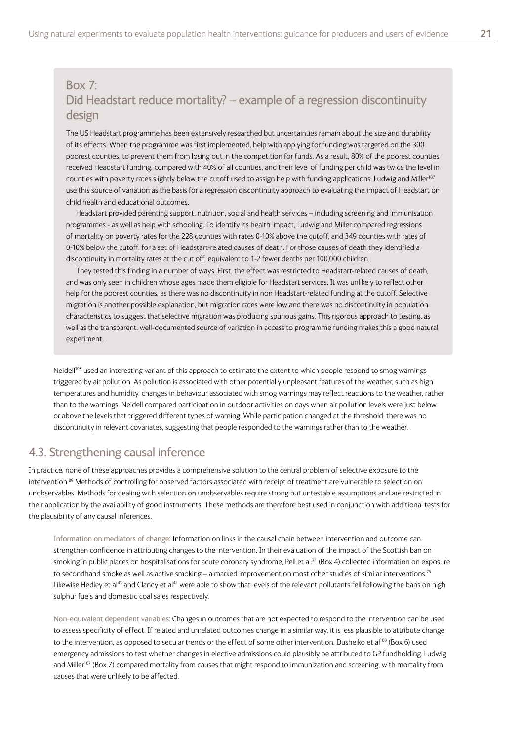### Box 7: Did Headstart reduce mortality? – example of a regression discontinuity design

The US Headstart programme has been extensively researched but uncertainties remain about the size and durability of its effects. When the programme was first implemented, help with applying for funding was targeted on the 300 poorest counties, to prevent them from losing out in the competition for funds. As a result, 80% of the poorest counties received Headstart funding, compared with 40% of all counties, and their level of funding per child was twice the level in counties with poverty rates slightly below the cutoff used to assign help with funding applications. Ludwig and Miller[107] use this source of variation as the basis for a regression discontinuity approach to evaluating the impact of Headstart on child health and educational outcomes.

Headstart provided parenting support, nutrition, social and health services – including screening and immunisation programmes - as well as help with schooling. To identify its health impact, Ludwig and Miller compared regressions of mortality on poverty rates for the 228 counties with rates 0-10% above the cutoff, and 349 counties with rates of 0-10% below the cutoff, for a set of Headstart-related causes of death. For those causes of death they identified a discontinuity in mortality rates at the cut off, equivalent to 1-2 fewer deaths per 100,000 children.

They tested this finding in a number of ways. First, the effect was restricted to Headstart-related causes of death, and was only seen in children whose ages made them eligible for Headstart services. It was unlikely to reflect other help for the poorest counties, as there was no discontinuity in non Headstart-related funding at the cutoff. Selective migration is another possible explanation, but migration rates were low and there was no discontinuity in population characteristics to suggest that selective migration was producing spurious gains. This rigorous approach to testing, as well as the transparent, well-documented source of variation in access to programme funding makes this a good natural experiment.

Neidell[108] used an interesting variant of this approach to estimate the extent to which people respond to smog warnings triggered by air pollution. As pollution is associated with other potentially unpleasant features of the weather, such as high temperatures and humidity, changes in behaviour associated with smog warnings may reflect reactions to the weather, rather than to the warnings. Neidell compared participation in outdoor activities on days when air pollution levels were just below or above the levels that triggered different types of warning. While participation changed at the threshold, there was no discontinuity in relevant covariates, suggesting that people responded to the warnings rather than to the weather.

## 4.3. Strengthening causal inference

In practice, none of these approaches provides a comprehensive solution to the central problem of selective exposure to the intervention.[89] Methods of controlling for observed factors associated with receipt of treatment are vulnerable to selection on unobservables. Methods for dealing with selection on unobservables require strong but untestable assumptions and are restricted in their application by the availability of good instruments. These methods are therefore best used in conjunction with additional tests for the plausibility of any causal inferences.

Information on mediators of change: Information on links in the causal chain between intervention and outcome can strengthen confidence in attributing changes to the intervention. In their evaluation of the impact of the Scottish ban on smoking in public places on hospitalisations for acute coronary syndrome, Pell et al.[71] (Box 4) collected information on exposure to secondhand smoke as well as active smoking – a marked improvement on most other studies of similar interventions.[75] Likewise Hedley et al[43] and Clancy et al[42] were able to show that levels of the relevant pollutants fell following the bans on high sulphur fuels and domestic coal sales respectively.

Non-equivalent dependent variables: Changes in outcomes that are not expected to respond to the intervention can be used to assess specificity of effect. If related and unrelated outcomes change in a similar way, it is less plausible to attribute change to the intervention, as opposed to secular trends or the effect of some other intervention. Dusheiko et al[100] (Box 6) used emergency admissions to test whether changes in elective admissions could plausibly be attributed to GP fundholding. Ludwig and Miller[107] (Box 7) compared mortality from causes that might respond to immunization and screening, with mortality from causes that were unlikely to be affected.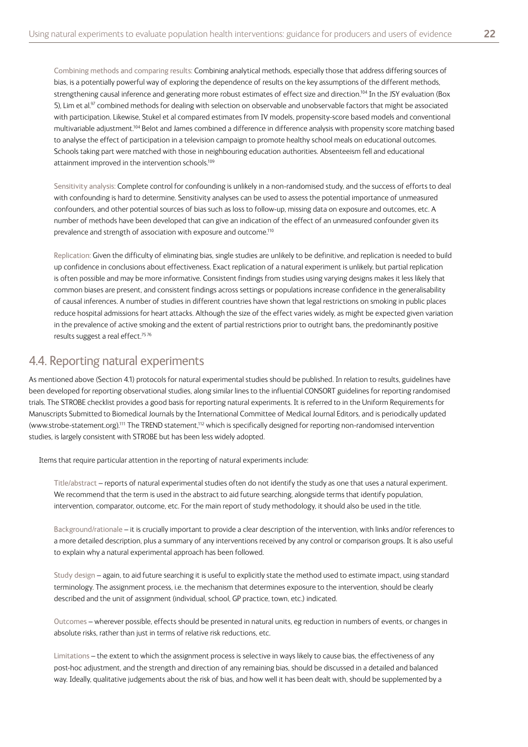Combining methods and comparing results: Combining analytical methods, especially those that address differing sources of bias, is a potentially powerful way of exploring the dependence of results on the key assumptions of the different methods, strengthening causal inference and generating more robust estimates of effect size and direction.[104] In the JSY evaluation (Box 5), Lim et al.[97] combined methods for dealing with selection on observable and unobservable factors that might be associated with participation. Likewise, Stukel et al compared estimates from IV models, propensity-score based models and conventional multivariable adjustment.[104] Belot and James combined a difference in difference analysis with propensity score matching based to analyse the effect of participation in a television campaign to promote healthy school meals on educational outcomes. Schools taking part were matched with those in neighbouring education authorities. Absenteeism fell and educational attainment improved in the intervention schools.[109]

Sensitivity analysis: Complete control for confounding is unlikely in a non-randomised study, and the success of efforts to deal with confounding is hard to determine. Sensitivity analyses can be used to assess the potential importance of unmeasured confounders, and other potential sources of bias such as loss to follow-up, missing data on exposure and outcomes, etc. A number of methods have been developed that can give an indication of the effect of an unmeasured confounder given its prevalence and strength of association with exposure and outcome.[110]

Replication: Given the difficulty of eliminating bias, single studies are unlikely to be definitive, and replication is needed to build up confidence in conclusions about effectiveness. Exact replication of a natural experiment is unlikely, but partial replication is often possible and may be more informative. Consistent findings from studies using varying designs makes it less likely that common biases are present, and consistent findings across settings or populations increase confidence in the generalisability of causal inferences. A number of studies in different countries have shown that legal restrictions on smoking in public places reduce hospital admissions for heart attacks. Although the size of the effect varies widely, as might be expected given variation in the prevalence of active smoking and the extent of partial restrictions prior to outright bans, the predominantly positive results suggest a real effect.[75,76]

## 4.4. Reporting natural experiments

As mentioned above (Section 4.1) protocols for natural experimental studies should be published. In relation to results, guidelines have been developed for reporting observational studies, along similar lines to the influential CONSORT guidelines for reporting randomised trials. The STROBE checklist provides a good basis for reporting natural experiments. It is referred to in the Uniform Requirements for Manuscripts Submitted to Biomedical Journals by the International Committee of Medical Journal Editors, and is periodically updated (www.strobe-statement.org).[111] The TREND statement,[112] which is specifically designed for reporting non-randomised intervention studies, is largely consistent with STROBE but has been less widely adopted.

Items that require particular attention in the reporting of natural experiments include:

Title/abstract – reports of natural experimental studies often do not identify the study as one that uses a natural experiment. We recommend that the term is used in the abstract to aid future searching, alongside terms that identify population, intervention, comparator, outcome, etc. For the main report of study methodology, it should also be used in the title.

Background/rationale – it is crucially important to provide a clear description of the intervention, with links and/or references to a more detailed description, plus a summary of any interventions received by any control or comparison groups. It is also useful to explain why a natural experimental approach has been followed.

Study design – again, to aid future searching it is useful to explicitly state the method used to estimate impact, using standard terminology. The assignment process, i.e. the mechanism that determines exposure to the intervention, should be clearly described and the unit of assignment (individual, school, GP practice, town, etc.) indicated.

Outcomes – wherever possible, effects should be presented in natural units, eg reduction in numbers of events, or changes in absolute risks, rather than just in terms of relative risk reductions, etc.

Limitations – the extent to which the assignment process is selective in ways likely to cause bias, the effectiveness of any post-hoc adjustment, and the strength and direction of any remaining bias, should be discussed in a detailed and balanced way. Ideally, qualitative judgements about the risk of bias, and how well it has been dealt with, should be supplemented by a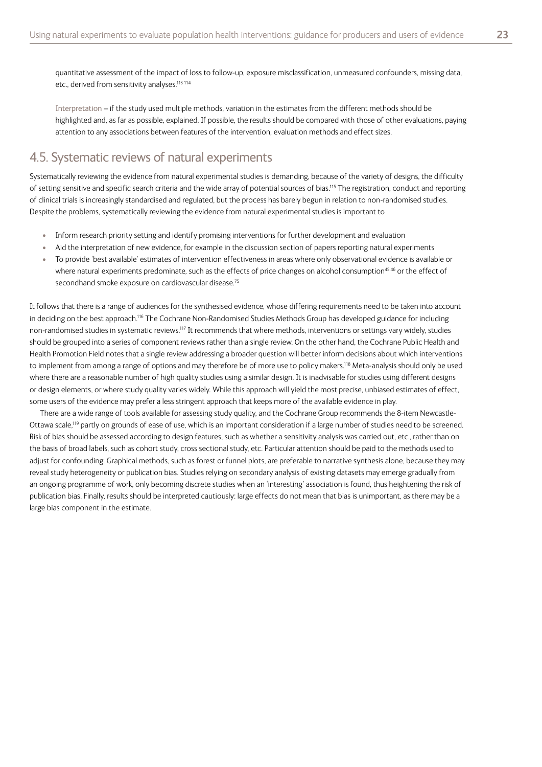quantitative assessment of the impact of loss to follow-up, exposure misclassification, unmeasured confounders, missing data, etc., derived from sensitivity analyses.[113 114]

Interpretation – if the study used multiple methods, variation in the estimates from the different methods should be highlighted and, as far as possible, explained. If possible, the results should be compared with those of other evaluations, paying attention to any associations between features of the intervention, evaluation methods and effect sizes.

## 4.5. Systematic reviews of natural experiments

Systematically reviewing the evidence from natural experimental studies is demanding, because of the variety of designs, the difficulty of setting sensitive and specific search criteria and the wide array of potential sources of bias.[115] The registration, conduct and reporting of clinical trials is increasingly standardised and regulated, but the process has barely begun in relation to non-randomised studies. Despite the problems, systematically reviewing the evidence from natural experimental studies is important to

- Inform research priority setting and identify promising interventions for further development and evaluation
- Aid the interpretation of new evidence, for example in the discussion section of papers reporting natural experiments
- To provide 'best available' estimates of intervention effectiveness in areas where only observational evidence is available or where natural experiments predominate, such as the effects of price changes on alcohol consumption[45 46] or the effect of secondhand smoke exposure on cardiovascular disease.[75]

It follows that there is a range of audiences for the synthesised evidence, whose differing requirements need to be taken into account in deciding on the best approach.[116] The Cochrane Non-Randomised Studies Methods Group has developed guidance for including non-randomised studies in systematic reviews.[117] It recommends that where methods, interventions or settings vary widely, studies should be grouped into a series of component reviews rather than a single review. On the other hand, the Cochrane Public Health and Health Promotion Field notes that a single review addressing a broader question will better inform decisions about which interventions to implement from among a range of options and may therefore be of more use to policy makers.[118] Meta-analysis should only be used where there are a reasonable number of high quality studies using a similar design. It is inadvisable for studies using different designs or design elements, or where study quality varies widely. While this approach will yield the most precise, unbiased estimates of effect, some users of the evidence may prefer a less stringent approach that keeps more of the available evidence in play.

There are a wide range of tools available for assessing study quality, and the Cochrane Group recommends the 8-item Newcastle-Ottawa scale,[119] partly on grounds of ease of use, which is an important consideration if a large number of studies need to be screened. Risk of bias should be assessed according to design features, such as whether a sensitivity analysis was carried out, etc., rather than on the basis of broad labels, such as cohort study, cross sectional study, etc. Particular attention should be paid to the methods used to adjust for confounding. Graphical methods, such as forest or funnel plots, are preferable to narrative synthesis alone, because they may reveal study heterogeneity or publication bias. Studies relying on secondary analysis of existing datasets may emerge gradually from an ongoing programme of work, only becoming discrete studies when an 'interesting' association is found, thus heightening the risk of publication bias. Finally, results should be interpreted cautiously: large effects do not mean that bias is unimportant, as there may be a large bias component in the estimate.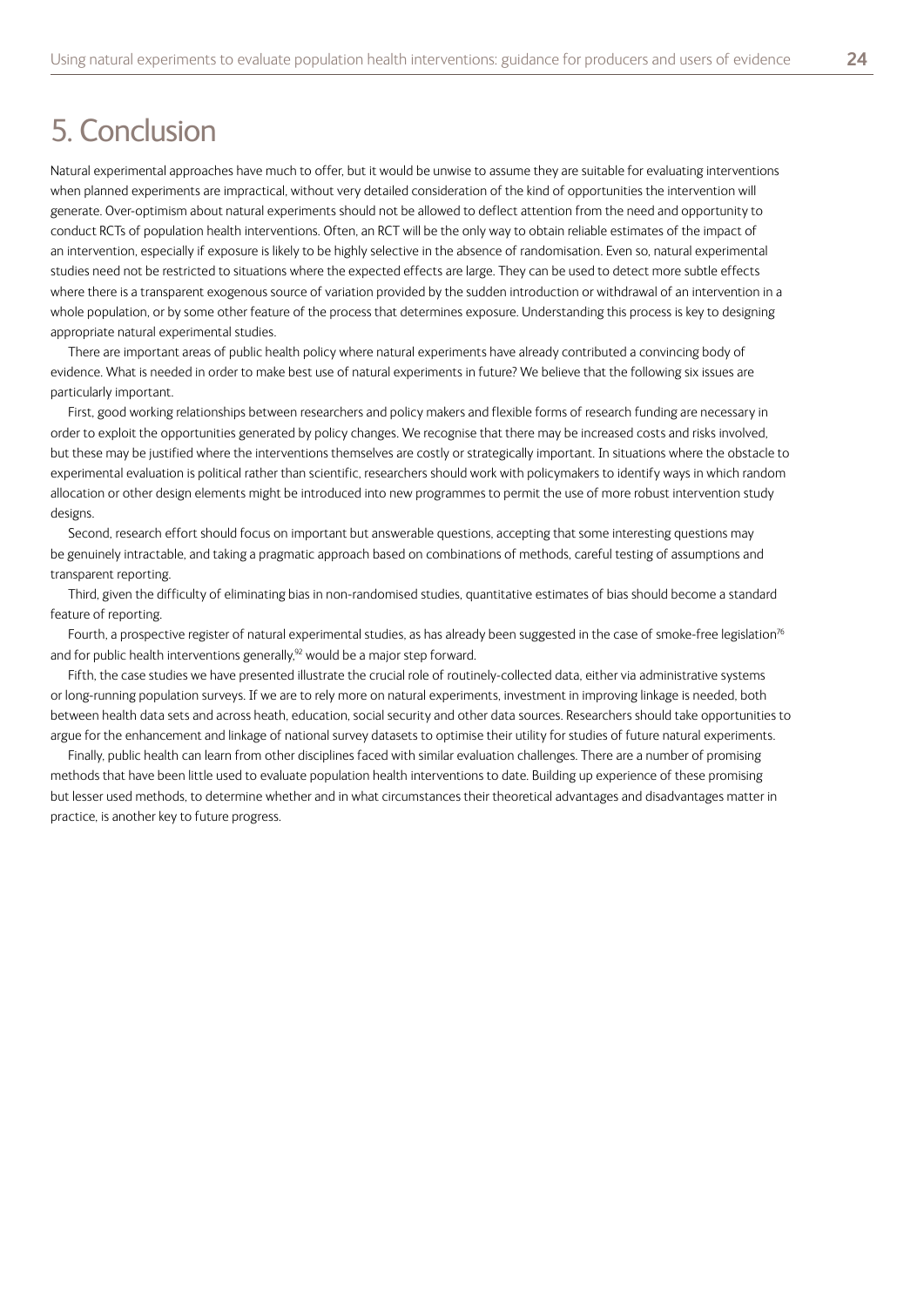# 5. Conclusion

Natural experimental approaches have much to offer, but it would be unwise to assume they are suitable for evaluating interventions when planned experiments are impractical, without very detailed consideration of the kind of opportunities the intervention will generate. Over-optimism about natural experiments should not be allowed to deflect attention from the need and opportunity to conduct RCTs of population health interventions. Often, an RCT will be the only way to obtain reliable estimates of the impact of an intervention, especially if exposure is likely to be highly selective in the absence of randomisation. Even so, natural experimental studies need not be restricted to situations where the expected effects are large. They can be used to detect more subtle effects where there is a transparent exogenous source of variation provided by the sudden introduction or withdrawal of an intervention in a whole population, or by some other feature of the process that determines exposure. Understanding this process is key to designing appropriate natural experimental studies.

There are important areas of public health policy where natural experiments have already contributed a convincing body of evidence. What is needed in order to make best use of natural experiments in future? We believe that the following six issues are particularly important.

First, good working relationships between researchers and policy makers and flexible forms of research funding are necessary in order to exploit the opportunities generated by policy changes. We recognise that there may be increased costs and risks involved, but these may be justified where the interventions themselves are costly or strategically important. In situations where the obstacle to experimental evaluation is political rather than scientific, researchers should work with policymakers to identify ways in which random allocation or other design elements might be introduced into new programmes to permit the use of more robust intervention study designs.

Second, research effort should focus on important but answerable questions, accepting that some interesting questions may be genuinely intractable, and taking a pragmatic approach based on combinations of methods, careful testing of assumptions and transparent reporting.

Third, given the difficulty of eliminating bias in non-randomised studies, quantitative estimates of bias should become a standard feature of reporting.

Fourth, a prospective register of natural experimental studies, as has already been suggested in the case of smoke-free legislation[76] and for public health interventions generally,[92] would be a major step forward.

Fifth, the case studies we have presented illustrate the crucial role of routinely-collected data, either via administrative systems or long-running population surveys. If we are to rely more on natural experiments, investment in improving linkage is needed, both between health data sets and across heath, education, social security and other data sources. Researchers should take opportunities to argue for the enhancement and linkage of national survey datasets to optimise their utility for studies of future natural experiments.

Finally, public health can learn from other disciplines faced with similar evaluation challenges. There are a number of promising methods that have been little used to evaluate population health interventions to date. Building up experience of these promising but lesser used methods, to determine whether and in what circumstances their theoretical advantages and disadvantages matter in practice, is another key to future progress.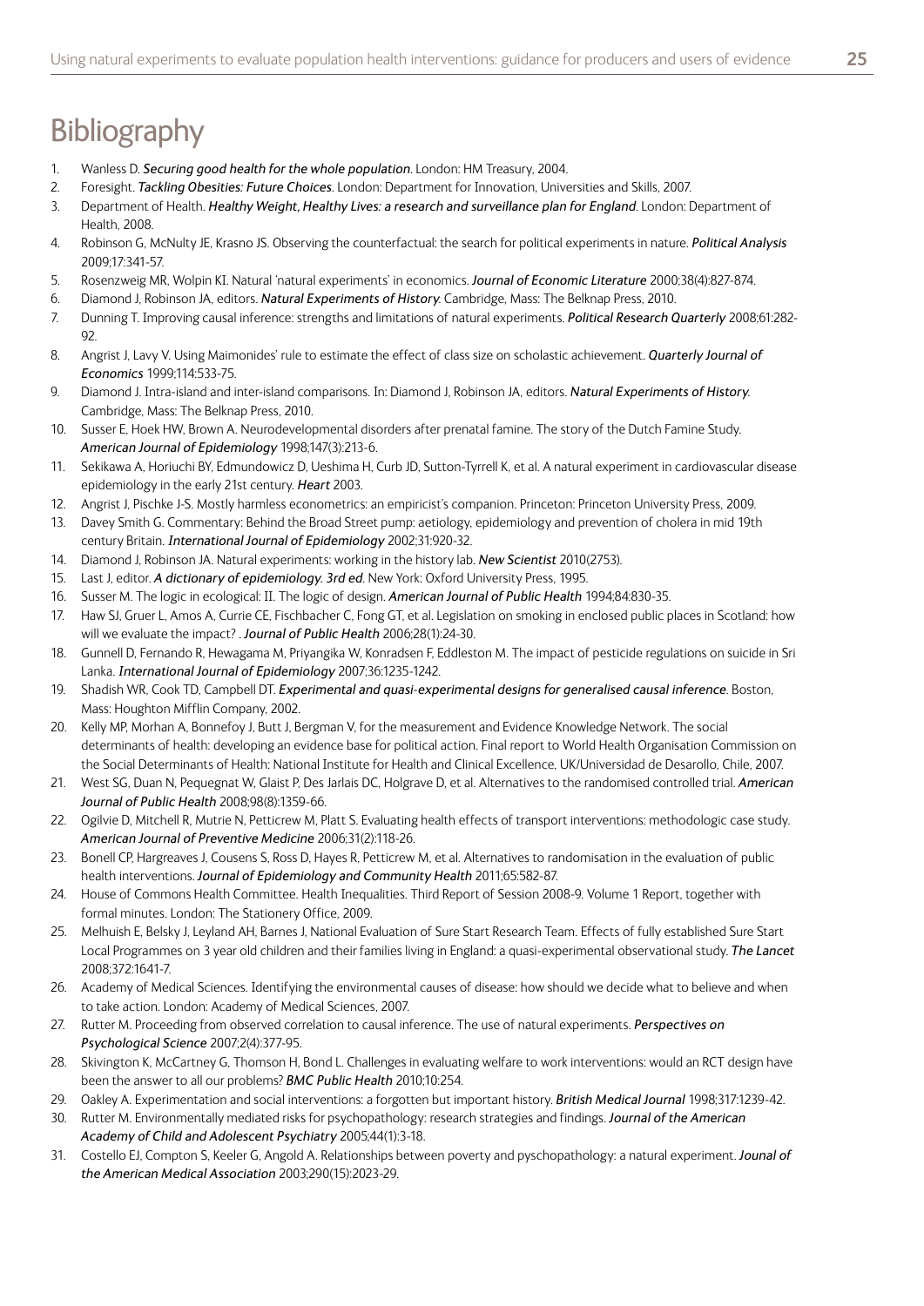# Bibliography

1. Wanless D. *Securing good health for the whole population*. London: HM Treasury, 2004.
2. Foresight. *Tackling Obesities: Future Choices*. London: Department for Innovation, Universities and Skills, 2007.
3. Department of Health. *Healthy Weight, Healthy Lives: a research and surveillance plan for England*. London: Department of Health, 2008.
4. Robinson G, McNulty JE, Krasno JS. Observing the counterfactual: the search for political experiments in nature. *Political Analysis* 2009;17:341-57.
5. Rosenzweig MR, Wolpin KI. Natural 'natural experiments' in economics. *Journal of Economic Literature* 2000;38(4):827-874.
6. Diamond J, Robinson JA, editors. *Natural Experiments of History*. Cambridge, Mass: The Belknap Press, 2010.
7. Dunning T. Improving causal inference: strengths and limitations of natural experiments. *Political Research Quarterly* 2008;61:282-92.
8. Angrist J, Lavy V. Using Maimonides' rule to estimate the effect of class size on scholastic achievement. *Quarterly Journal of Economics* 1999;114:533-75.
9. Diamond J. Intra-island and inter-island comparisons. In: Diamond J, Robinson JA, editors. *Natural Experiments of History*. Cambridge, Mass: The Belknap Press, 2010.
10. Susser E, Hoek HW, Brown A. Neurodevelopmental disorders after prenatal famine. The story of the Dutch Famine Study. *American Journal of Epidemiology* 1998;147(3):213-6.
11. Sekikawa A, Horiuchi BY, Edmundowicz D, Ueshima H, Curb JD, Sutton-Tyrrell K, et al. A natural experiment in cardiovascular disease epidemiology in the early 21st century. *Heart* 2003.
12. Angrist J, Pischke J-S. Mostly harmless econometrics: an empiricist's companion. Princeton: Princeton University Press, 2009.
13. Davey Smith G. Commentary: Behind the Broad Street pump: aetiology, epidemiology and prevention of cholera in mid 19th century Britain. *International Journal of Epidemiology* 2002;31:920-32.
14. Diamond J, Robinson JA. Natural experiments: working in the history lab. *New Scientist* 2010(2753).
15. Last J, editor. *A dictionary of epidemiology. 3rd ed*. New York: Oxford University Press, 1995.
16. Susser M. The logic in ecological: II. The logic of design. *American Journal of Public Health* 1994;84:830-35.
17. Haw SJ, Gruer L, Amos A, Currie CE, Fischbacher C, Fong GT, et al. Legislation on smoking in enclosed public places in Scotland: how will we evaluate the impact? . *Journal of Public Health* 2006;28(1):24-30.
18. Gunnell D, Fernando R, Hewagama M, Priyangika W, Konradsen F, Eddleston M. The impact of pesticide regulations on suicide in Sri Lanka. *International Journal of Epidemiology* 2007;36:1235-1242.
19. Shadish WR, Cook TD, Campbell DT. *Experimental and quasi-experimental designs for generalised causal inference*. Boston, Mass: Houghton Mifflin Company, 2002.
20. Kelly MP, Morhan A, Bonnefoy J, Butt J, Bergman V, for the measurement and Evidence Knowledge Network. The social determinants of health: developing an evidence base for political action. Final report to World Health Organisation Commission on the Social Determinants of Health: National Institute for Health and Clinical Excellence, UK/Universidad de Desarollo, Chile, 2007.
21. West SG, Duan N, Pequegnat W, Glaist P, Des Jarlais DC, Holgrave D, et al. Alternatives to the randomised controlled trial. *American Journal of Public Health* 2008;98(8):1359-66.
22. Ogilvie D, Mitchell R, Mutrie N, Petticrew M, Platt S. Evaluating health effects of transport interventions: methodologic case study. *American Journal of Preventive Medicine* 2006;31(2):118-26.
23. Bonell CP, Hargreaves J, Cousens S, Ross D, Hayes R, Petticrew M, et al. Alternatives to randomisation in the evaluation of public health interventions. *Journal of Epidemiology and Community Health* 2011;65:582-87.
24. House of Commons Health Committee. Health Inequalities. Third Report of Session 2008-9. Volume 1 Report, together with formal minutes. London: The Stationery Office, 2009.
25. Melhuish E, Belsky J, Leyland AH, Barnes J, National Evaluation of Sure Start Research Team. Effects of fully established Sure Start Local Programmes on 3 year old children and their families living in England: a quasi-experimental observational study. *The Lancet* 2008;372:1641-7.
26. Academy of Medical Sciences. Identifying the environmental causes of disease: how should we decide what to believe and when to take action. London: Academy of Medical Sciences, 2007.
27. Rutter M. Proceeding from observed correlation to causal inference. The use of natural experiments. *Perspectives on Psychological Science* 2007;2(4):377-95.
28. Skivington K, McCartney G, Thomson H, Bond L. Challenges in evaluating welfare to work interventions: would an RCT design have been the answer to all our problems? *BMC Public Health* 2010;10:254.
29. Oakley A. Experimentation and social interventions: a forgotten but important history. *British Medical Journal* 1998;317:1239-42.
30. Rutter M. Environmentally mediated risks for psychopathology: research strategies and findings. *Journal of the American Academy of Child and Adolescent Psychiatry* 2005;44(1):3-18.
31. Costello EJ, Compton S, Keeler G, Angold A. Relationships between poverty and pyschopathology: a natural experiment. *Jounal of the American Medical Association* 2003;290(15):2023-29.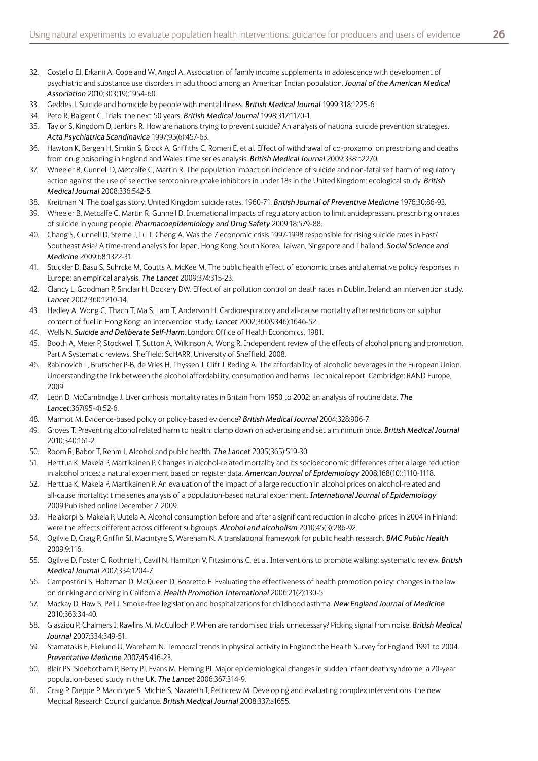32. Costello EJ, Erkanii A, Copeland W, Angol A. Association of family income supplements in adolescence with development of psychiatric and substance use disorders in adulthood among an American Indian population. *Jounal of the American Medical Association* 2010;303(19):1954-60.
33. Geddes J. Suicide and homicide by people with mental illness. *British Medical Journal* 1999;318:1225-6.
34. Peto R, Baigent C. Trials: the next 50 years. *British Medical Journal* 1998;317:1170-1.
35. Taylor S, Kingdom D, Jenkins R. How are nations trying to prevent suicide? An analysis of national suicide prevention strategies. *Acta Psychiatrica Scandinavica* 1997;95(6):457-63.
36. Hawton K, Bergen H, Simkin S, Brock A, Griffiths C, Romeri E, et al. Effect of withdrawal of co-proxamol on prescribing and deaths from drug poisoning in England and Wales: time series analysis. *British Medical Journal* 2009;338:b2270.
37. Wheeler B, Gunnell D, Metcalfe C, Martin R. The population impact on incidence of suicide and non-fatal self harm of regulatory action against the use of selective serotonin reuptake inhibitors in under 18s in the United Kingdom: ecological study. *British Medical Journal* 2008;336:542-5.
38. Kreitman N. The coal gas story. United Kingdom suicide rates, 1960-71. *British Journal of Preventive Medicine* 1976;30:86-93.
39. Wheeler B, Metcalfe C, Martin R, Gunnell D. International impacts of regulatory action to limit antidepressant prescribing on rates of suicide in young people. *Pharmacoepidemiology and Drug Safety* 2009;18:579-88.
40. Chang S, Gunnell D, Sterne J, Lu T, Cheng A. Was the 7 economic crisis 1997-1998 responsible for rising suicide rates in East/Southeast Asia? A time-trend analysis for Japan, Hong Kong, South Korea, Taiwan, Singapore and Thailand. *Social Science and Medicine* 2009;68:1322-31.
41. Stuckler D, Basu S, Suhrcke M, Coutts A, McKee M. The public health effect of economic crises and alternative policy responses in Europe: an empirical analysis. *The Lancet* 2009;374:315-23.
42. Clancy L, Goodman P, Sinclair H, Dockery DW. Effect of air pollution control on death rates in Dublin, Ireland: an intervention study. *Lancet* 2002;360:1210-14.
43. Hedley A, Wong C, Thach T, Ma S, Lam T, Anderson H. Cardiorespiratory and all-cause mortality after restrictions on sulphur content of fuel in Hong Kong: an intervention study. *Lancet* 2002;360(9346):1646-52.
44. Wells N. *Suicide and Deliberate Self-Harm*. London: Office of Health Economics, 1981.
45. Booth A, Meier P, Stockwell T, Sutton A, Wilkinson A, Wong R. Independent review of the effects of alcohol pricing and promotion. Part A Systematic reviews. Sheffield: ScHARR, University of Sheffield, 2008.
46. Rabinovich L, Brutscher P-B, de Vries H, Thyssen J, Clift J, Reding A. The affordability of alcoholic beverages in the European Union. Understanding the link between the alcohol affordability, consumption and harms. Technical report. Cambridge: RAND Europe, 2009.
47. Leon D, McCambridge J. Liver cirrhosis mortality rates in Britain from 1950 to 2002: an analysis of routine data. *The Lancet*;367(95-4):52-6.
48. Marmot M. Evidence-based policy or policy-based evidence? *British Medical Journal* 2004;328:906-7.
49. Groves T. Preventing alcohol related harm to health: clamp down on advertising and set a minimum price. *British Medical Journal* 2010;340:161-2.
50. Room R, Babor T, Rehm J. Alcohol and public health. *The Lancet* 2005(365):519-30.
51. Herttua K, Makela P, Martikainen P. Changes in alcohol-related mortality and its socioeconomic differences after a large reduction in alcohol prices: a natural experiment based on register data. *American Journal of Epidemiology* 2008;168(10):1110-1118.
52. Herttua K, Makela P, Martikainen P. An evaluation of the impact of a large reduction in alcohol prices on alcohol-related and all-cause mortality: time series analysis of a population-based natural experiment. *International Journal of Epidemiology* 2009;Published online December 7, 2009.
53. Helakorpi S, Makela P, Uutela A. Alcohol consumption before and after a significant reduction in alcohol prices in 2004 in Finland: were the effects different across different subgroups. *Alcohol and alcoholism* 2010;45(3):286-92.
54. Ogilvie D, Craig P, Griffin SJ, Macintyre S, Wareham N. A translational framework for public health research. *BMC Public Health* 2009;9:116.
55. Ogilvie D, Foster C, Rothnie H, Cavill N, Hamilton V, Fitzsimons C, et al. Interventions to promote walking: systematic review. *British Medical Journal* 2007;334:1204-7.
56. Campostrini S, Holtzman D, McQueen D, Boaretto E. Evaluating the effectiveness of health promotion policy: changes in the law on drinking and driving in California. *Health Promotion International* 2006;21(2):130-5.
57. Mackay D, Haw S, Pell J. Smoke-free legislation and hospitalizations for childhood asthma. *New England Journal of Medicine* 2010;363:34-40.
58. Glasziou P, Chalmers I, Rawlins M, McCulloch P. When are randomised trials unnecessary? Picking signal from noise. *British Medical Journal* 2007;334:349-51.
59. Stamatakis E, Ekelund U, Wareham N. Temporal trends in physical activity in England: the Health Survey for England 1991 to 2004. *Preventative Medicine* 2007;45:416-23.
60. Blair PS, Sidebotham P, Berry PJ, Evans M, Fleming PJ. Major epidemiological changes in sudden infant death syndrome: a 20-year population-based study in the UK. *The Lancet* 2006;367:314-9.
61. Craig P, Dieppe P, Macintyre S, Michie S, Nazareth I, Petticrew M. Developing and evaluating complex interventions: the new Medical Research Council guidance. *British Medical Journal* 2008;337:a1655.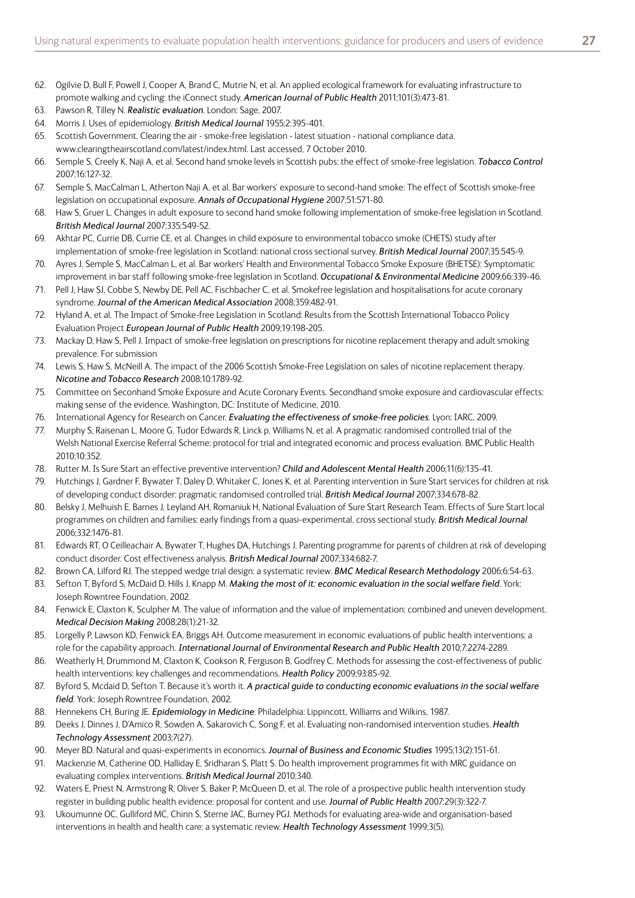62. Ogilvie D, Bull F, Powell J, Cooper A, Brand C, Mutrie N, et al. An applied ecological framework for evaluating infrastructure to promote walking and cycling: the iConnect study. *American Journal of Public Health* 2011;101(3):473-81.
63. Pawson R, Tilley N. *Realistic evaluation*. London: Sage, 2007.
64. Morris J. Uses of epidemiology. *British Medical Journal* 1955;2:395-401.
65. Scottish Government. Clearing the air - smoke-free legislation - latest situation - national compliance data. www.clearingtheairscotland.com/latest/index.html. Last accessed, 7 October 2010.
66. Semple S, Creely K, Naji A, et al. Second hand smoke levels in Scottish pubs: the effect of smoke-free legislation. *Tobacco Control* 2007;16:127-32.
67. Semple S, MacCalman L, Atherton Naji A, et al. Bar workers' exposure to second-hand smoke: The effect of Scottish smoke-free legislation on occupational exposure. *Annals of Occupational Hygiene* 2007;51:571-80.
68. Haw S, Gruer L. Changes in adult exposure to second hand smoke following implementation of smoke-free legislation in Scotland. *British Medical Journal* 2007;335:549-52.
69. Akhtar PC, Currie DB, Currie CE, et al. Changes in child exposure to environmental tobacco smoke (CHETS) study after implementation of smoke-free legislation in Scotland: national cross sectional survey. *British Medical Journal* 2007;35:545-9.
70. Ayres J, Semple S, MacCalman L, et al. Bar workers' Health and Environmental Tobacco Smoke Exposure (BHETSE): Symptomatic improvement in bar staff following smoke-free legislation in Scotland. *Occupational & Environmental Medicine* 2009;66:339-46.
71. Pell J, Haw SJ, Cobbe S, Newby DE, Pell AC, Fischbacher C, et al. Smokefree legislation and hospitalisations for acute coronary syndrome. *Journal of the American Medical Association* 2008;359:482-91.
72. Hyland A, et al. The Impact of Smoke-free Legislation in Scotland: Results from the Scottish International Tobacco Policy Evaluation Project *European Journal of Public Health* 2009;19:198-205.
73. Mackay D, Haw S, Pell J. Impact of smoke-free legislation on prescriptions for nicotine replacement therapy and adult smoking prevalence. For submission
74. Lewis S, Haw S, McNeill A. The impact of the 2006 Scottish Smoke-Free Legislation on sales of nicotine replacement therapy. *Nicotine and Tobacco Research* 2008;10:1789-92.
75. Committee on Seconhand Smoke Exposure and Acute Coronary Events. Secondhand smoke exposure and cardiovascular effects: making sense of the evidence. Washington, DC: Institute of Medicine, 2010.
76. International Agency for Research on Cancer. *Evaluating the effectiveness of smoke-free policies*. Lyon: IARC, 2009.
77. Murphy S, Raisenan L, Moore G, Tudor Edwards R, Linck p, Williams N, et al. A pragmatic randomised controlled trial of the Welsh National Exercise Referral Scheme: protocol for trial and integrated economic and process evaluation. BMC Public Health 2010;10:352.
78. Rutter M. Is Sure Start an effective preventive intervention? *Child and Adolescent Mental Health* 2006;11(6):135-41.
79. Hutchings J, Gardner F, Bywater T, Daley D, Whitaker C, Jones K, et al. Parenting intervention in Sure Start services for children at risk of developing conduct disorder: pragmatic randomised controlled trial. *British Medical Journal* 2007;334:678-82.
80. Belsky J, Melhuish E, Barnes J, Leyland AH, Romaniuk H, National Evaluation of Sure Start Research Team. Effects of Sure Start local programmes on children and families: early findings from a quasi-experimental, cross sectional study. *British Medical Journal* 2006;332:1476-81.
81. Edwards RT, O Ceilleachair A, Bywater T, Hughes DA, Hutchings J. Parenting programme for parents of children at risk of developing conduct disorder. Cost effectiveness analysis. *British Medical Journal* 2007;334:682-7.
82. Brown CA, Lilford RJ. The stepped wedge trial design: a systematic review. *BMC Medical Research Methodology* 2006;6:54-63.
83. Sefton T, Byford S, McDaid D, Hills J, Knapp M. *Making the most of it: economic evaluation in the social welfare field*. York: Joseph Rowntree Foundation, 2002.
84. Fenwick E, Claxton K, Sculpher M. The value of information and the value of implementation: combined and uneven development. *Medical Decision Making* 2008;28(1):21-32.
85. Lorgelly P, Lawson KD, Fenwick EA, Briggs AH. Outcome measurement in economic evaluations of public health interventions: a role for the capability approach. *International Journal of Environmental Research and Public Health* 2010;7:2274-2289.
86. Weatherly H, Drummond M, Claxton K, Cookson R, Ferguson B, Godfrey C. Methods for assessing the cost-effectiveness of public health interventions: key challenges and recommendations. *Health Policy* 2009;93:85-92.
87. Byford S, Mcdaid D, Sefton T. Because it's worth it. *A practical guide to conducting economic evaluations in the social welfare field*. York: Joseph Rowntree Foundation, 2002.
88. Hennekens CH, Buring JE. *Epidemiology in Medicine*. Philadelphia: Lippincott, Williams and Wilkins, 1987.
89. Deeks J, Dinnes J, D'Amico R, Sowden A, Sakarovich C, Song F, et al. Evaluating non-randomised intervention studies. *Health Technology Assessment* 2003;7(27).
90. Meyer BD. Natural and quasi-experiments in economics. *Journal of Business and Economic Studies* 1995;13(2):151-61.
91. Mackenzie M, Catherine OD, Halliday E, Sridharan S, Platt S. Do health improvement programmes fit with MRC guidance on evaluating complex interventions. *British Medical Journal* 2010;340.
92. Waters E, Priest N, Armstrong R, Oliver S, Baker P, McQueen D, et al. The role of a prospective public health intervention study register in building public health evidence: proposal for content and use. *Journal of Public Health* 2007;29(3):322-7.
93. Ukoumunne OC, Gulliford MC, Chinn S, Sterne JAC, Burney PGJ. Methods for evaluating area-wide and organisation-based interventions in health and health care: a systematic review. *Health Technology Assessment* 1999;3(5).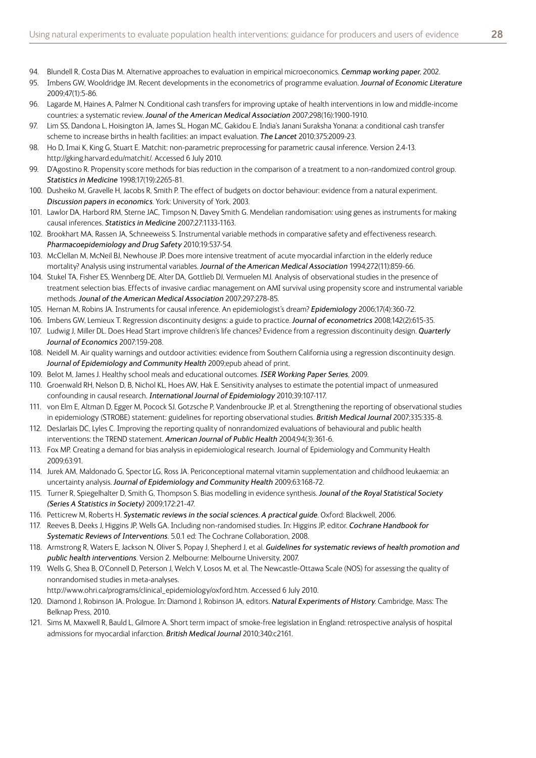94. Blundell R, Costa Dias M. Alternative approaches to evaluation in empirical microeconomics. *Cemmap working paper*, 2002.
95. Imbens GW, Wooldridge JM. Recent developments in the econometrics of programme evaluation. *Journal of Economic Literature* 2009;47(1):5-86.
96. Lagarde M, Haines A, Palmer N. Conditional cash transfers for improving uptake of health interventions in low and middle-income countries: a systematic review. *Jounal of the American Medical Association* 2007;298(16):1900-1910.
97. Lim SS, Dandona L, Hoisington JA, James SL, Hogan MC, Gakidou E. India's Janani Suraksha Yonana: a conditional cash transfer scheme to increase births in health facilities: an impact evaluation. *The Lancet* 2010;375:2009-23.
98. Ho D, Imai K, King G, Stuart E. Matchit: non-parametric preprocessing for parametric causal inference. Version 2.4-13. http://gking.harvard.edu/matchit/. Accessed 6 July 2010.
99. D'Agostino R. Propensity score methods for bias reduction in the comparison of a treatment to a non-randomized control group. *Statistics in Medicine* 1998;17(19):2265-81.
100. Dusheiko M, Gravelle H, Jacobs R, Smith P. The effect of budgets on doctor behaviour: evidence from a natural experiment. *Discussion papers in economics*. York: University of York, 2003.
101. Lawlor DA, Harbord RM, Sterne JAC, Timpson N, Davey Smith G. Mendelian randomisation: using genes as instruments for making causal inferences. *Statistics in Medicine* 2007;27:1133-1163.
102. Brookhart MA, Rassen JA, Schneeweiss S. Instrumental variable methods in comparative safety and effectiveness research. *Pharmacoepidemiology and Drug Safety* 2010;19:537-54.
103. McClellan M, McNeil BJ, Newhouse JP. Does more intensive treatment of acute myocardial infarction in the elderly reduce mortality? Analysis using instrumental variables. *Journal of the American Medical Association* 1994;272(11):859-66.
104. Stukel TA, Fisher ES, Wennberg DE, Alter DA, Gottlieb DJ, Vermuelen MJ. Analysis of observational studies in the presence of treatment selection bias. Effects of invasive cardiac management on AMI survival using propensity score and instrumental variable methods. *Jounal of the American Medical Association* 2007;297:278-85.
105. Hernan M, Robins JA. Instruments for causal inference. An epidemiologist's dream? *Epidemiology* 2006;17(4):360-72.
106. Imbens GW, Lemieux T. Regression discontinuity designs: a guide to practice. *Journal of econometrics* 2008;142(2):615-35.
107. Ludwig J, Miller DL. Does Head Start improve children's life chances? Evidence from a regression discontinuity design. *Quarterly Journal of Economics* 2007:159-208.
108. Neidell M. Air quality warnings and outdoor activities: evidence from Southern California using a regression discontinuity design. *Journal of Epidemiology and Community Health* 2009;epub ahead of print.
109. Belot M, James J. Healthy school meals and educational outcomes. *ISER Working Paper Series*, 2009.
110. Groenwald RH, Nelson D, B, Nichol KL, Hoes AW, Hak E. Sensitivity analyses to estimate the potential impact of unmeasured confounding in causal research. *International Journal of Epidemiology* 2010;39:107-117.
111. von Elm E, Altman D, Egger M, Pocock SJ, Gotzsche P, Vandenbroucke JP, et al. Strengthening the reporting of observational studies in epidemiology (STROBE) statement: guidelines for reporting observational studies. *British Medical Journal* 2007;335:335-8.
112. DesJarlais DC, Lyles C. Improving the reporting quality of nonrandomized evaluations of behavioural and public health interventions: the TREND statement. *American Journal of Public Health* 2004;94(3):361-6.
113. Fox MP. Creating a demand for bias analysis in epidemiological research. Journal of Epidemiology and Community Health 2009;63:91.
114. Jurek AM, Maldonado G, Spector LG, Ross JA. Periconceptional maternal vitamin supplementation and childhood leukaemia: an uncertainty analysis. *Journal of Epidemiology and Community Health* 2009;63:168-72.
115. Turner R, Spiegelhalter D, Smith G, Thompson S. Bias modelling in evidence synthesis. *Jounal of the Royal Statistical Society (Series A Statistics in Society)* 2009;172:21-47.
116. Petticrew M, Roberts H. *Systematic reviews in the social sciences. A practical guide*. Oxford: Blackwell, 2006.
117. Reeves B, Deeks J, Higgins JP, Wells GA. Including non-randomised studies. In: Higgins JP, editor. *Cochrane Handbook for Systematic Reviews of Interventions*. 5.0.1 ed: The Cochrane Collaboration, 2008.
118. Armstrong R, Waters E, Jackson N, Oliver S, Popay J, Shepherd J, et al. *Guidelines for systematic reviews of health promotion and public health interventions*. Version 2. Melbourne: Melbourne University, 2007.
119. Wells G, Shea B, O'Connell D, Peterson J, Welch V, Losos M, et al. The Newcastle-Ottawa Scale (NOS) for assessing the quality of nonrandomised studies in meta-analyses. http://www.ohri.ca/programs/clinical_epidemiology/oxford.htm. Accessed 6 July 2010.
120. Diamond J, Robinson JA. Prologue. In: Diamond J, Robinson JA, editors. *Natural Experiments of History*. Cambridge, Mass: The Belknap Press, 2010.
121. Sims M, Maxwell R, Bauld L, Gilmore A. Short term impact of smoke-free legislation in England: retrospective analysis of hospital admissions for myocardial infarction. *British Medical Journal* 2010;340:c2161.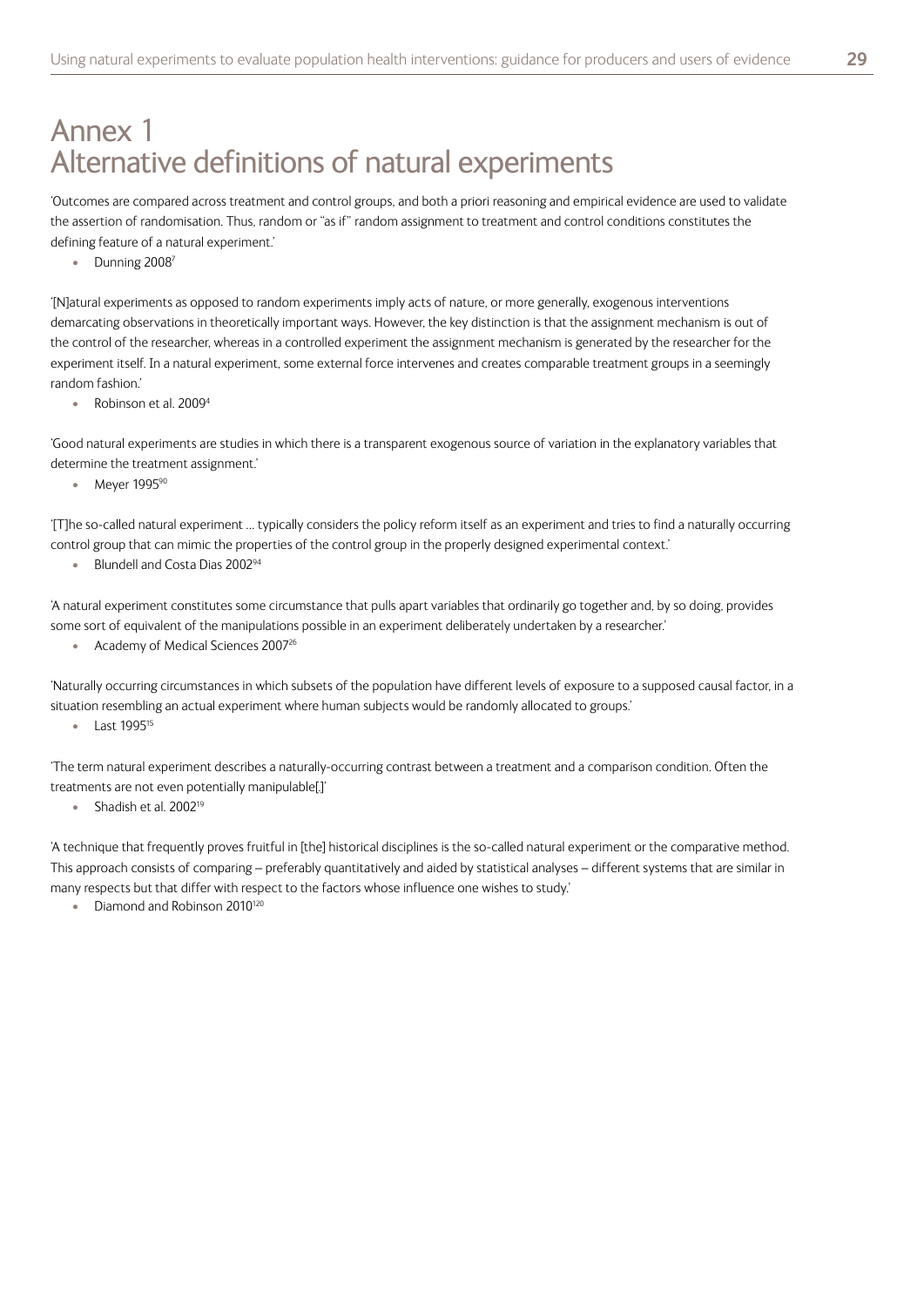# Annex 1
# Alternative definitions of natural experiments

'Outcomes are compared across treatment and control groups, and both a priori reasoning and empirical evidence are used to validate the assertion of randomisation. Thus, random or "as if" random assignment to treatment and control conditions constitutes the defining feature of a natural experiment.'

- Dunning 2008[7]

'[N]atural experiments as opposed to random experiments imply acts of nature, or more generally, exogenous interventions demarcating observations in theoretically important ways. However, the key distinction is that the assignment mechanism is out of the control of the researcher, whereas in a controlled experiment the assignment mechanism is generated by the researcher for the experiment itself. In a natural experiment, some external force intervenes and creates comparable treatment groups in a seemingly random fashion.'

- Robinson et al. 2009[4]

'Good natural experiments are studies in which there is a transparent exogenous source of variation in the explanatory variables that determine the treatment assignment.'

- Meyer 1995[90]

'[T]he so-called natural experiment … typically considers the policy reform itself as an experiment and tries to find a naturally occurring control group that can mimic the properties of the control group in the properly designed experimental context.'

- Blundell and Costa Dias 2002[94]

'A natural experiment constitutes some circumstance that pulls apart variables that ordinarily go together and, by so doing, provides some sort of equivalent of the manipulations possible in an experiment deliberately undertaken by a researcher.'

- Academy of Medical Sciences 2007[26]

'Naturally occurring circumstances in which subsets of the population have different levels of exposure to a supposed causal factor, in a situation resembling an actual experiment where human subjects would be randomly allocated to groups.'

- Last 1995[15]

'The term natural experiment describes a naturally-occurring contrast between a treatment and a comparison condition. Often the treatments are not even potentially manipulable[.]'

- Shadish et al. 2002[19]

'A technique that frequently proves fruitful in [the] historical disciplines is the so-called natural experiment or the comparative method. This approach consists of comparing – preferably quantitatively and aided by statistical analyses – different systems that are similar in many respects but that differ with respect to the factors whose influence one wishes to study.'

- Diamond and Robinson 2010[120]